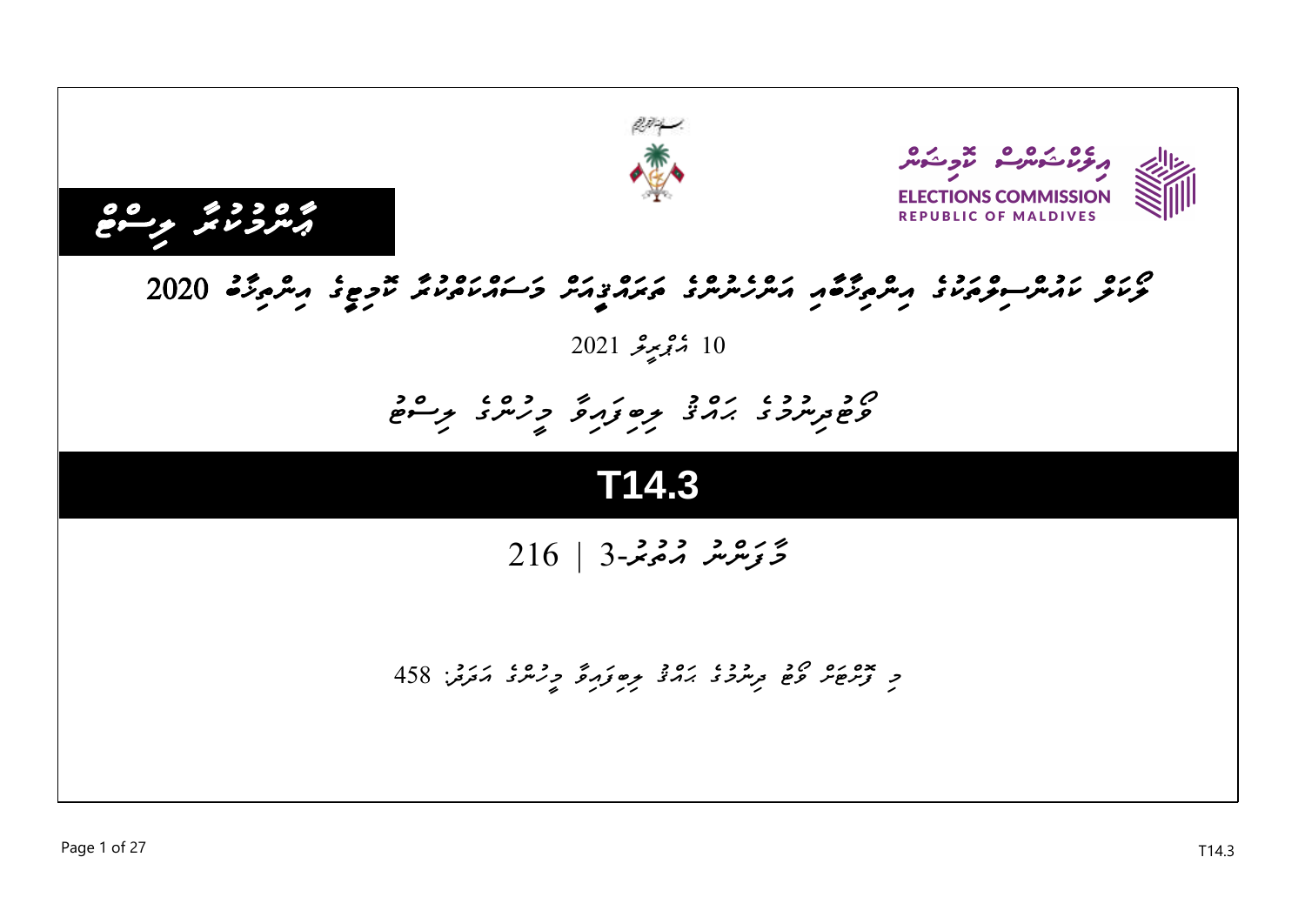ELECTIONS COMMISSION
REPUBLIC OF MALDIVES

އަންދާޒާ ލިސްޓް

# ލޯކަލް ކައުންސިލްތަކުގެ އިންތިޚާބާއި އަންހެނުންގެ ތަރައްޤީއަށް މަސައްކަތްކުރާ ކޮމިޓީގެ އިންތިޚާބު 2020

10 އޮގަސްޓް 2021

ވޯޓުދިނުމުގެ ކުރީ ދީފައިވާ މީހުންގެ ލިސްޓު

# T14.3

މާފަންނު އުތުރު-3 | 216

މި ފޮށްޓަށް ވޯޓު ދިނުމުގެ ކުރީ ދީފައިވާ މީހުންގެ އަދަދު: 458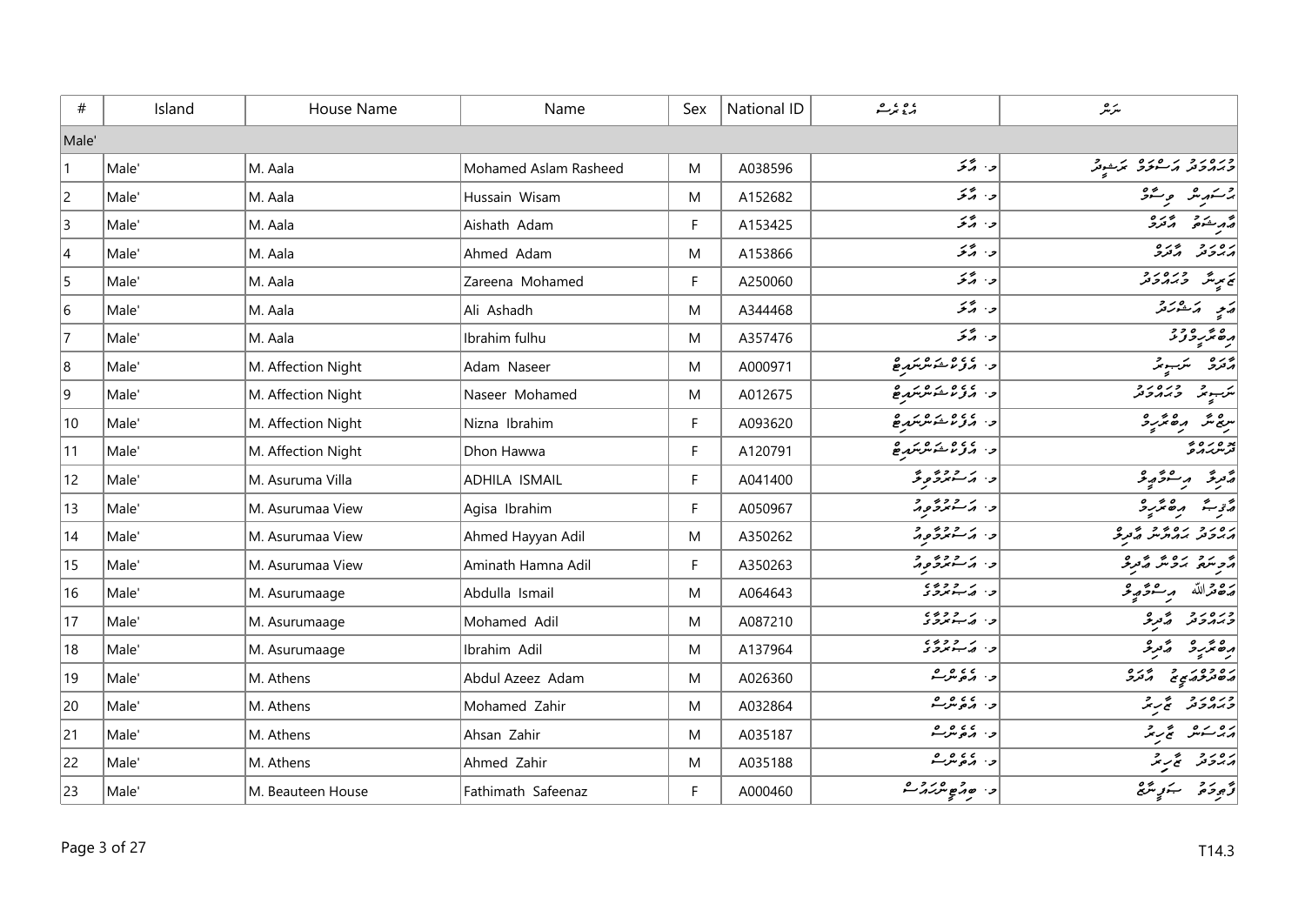| # | Island | House Name | Name | Sex | National ID | ދާއިރާ | ނަން |
|---|---|---|---|---|---|---|---|
| Male' | | | | | | | |
| 1 | Male' | M. Aala | Mohamed Aslam Rasheed | M | A038596 | މ. އާލާ | މުހައްމަދު އަސްލަމް ރަޝީދު |
| 2 | Male' | M. Aala | Hussain Wisam | M | A152682 | މ. އާލާ | ޙުސައިން ވިސާމް |
| 3 | Male' | M. Aala | Aishath Adam | F | A153425 | މ. އާލާ | އާއިޝަތު އާދަމް |
| 4 | Male' | M. Aala | Ahmed Adam | M | A153866 | މ. އާލާ | އަޙްމަދު އާދަމް |
| 5 | Male' | M. Aala | Zareena Mohamed | F | A250060 | މ. އާލާ | ޒަރީނާ މުހައްމަދު |
| 6 | Male' | M. Aala | Ali Ashadh | M | A344468 | މ. އާލާ | އަލި އަޝަދު |
| 7 | Male' | M. Aala | Ibrahim fulhu | M | A357476 | މ. އާލާ | އިބްރާހިމްފުޅު |
| 8 | Male' | M. Affection Night | Adam Naseer | M | A000971 | މ. އެފެކްޝަންނައިޓް | އާދަމް ނަސީރު |
| 9 | Male' | M. Affection Night | Naseer Mohamed | M | A012675 | މ. އެފެކްޝަންނައިޓް | ނަސީރު މުހައްމަދު |
| 10 | Male' | M. Affection Night | Nizna Ibrahim | F | A093620 | މ. އެފެކްޝަންނައިޓް | ނިޒްނާ އިބްރާހިމް |
| 11 | Male' | M. Affection Night | Dhon Hawwa | F | A120791 | މ. އެފެކްޝަންނައިޓް | ދޮންހައްވާ |
| 12 | Male' | M. Asuruma Villa | ADHILA ISMAIL | F | A041400 | މ. އަސުރުމާވިލާ | އާދިލާ އިސްމާއިލް |
| 13 | Male' | M. Asurumaa View | Agisa Ibrahim | F | A050967 | މ. އަސުރުމާވިއު | އާޢިޝާ އިބްރާހިމް |
| 14 | Male' | M. Asurumaa View | Ahmed Hayyan Adil | M | A350262 | މ. އަސުރުމާވިއު | އަޙްމަދު ހައްޔާން އާދިލް |
| 15 | Male' | M. Asurumaa View | Aminath Hamna Adil | F | A350263 | މ. އަސުރުމާވިއު | އާމިނަތު ހަމްނާ އާދިލް |
| 16 | Male' | M. Asurumaage | Abdulla Ismail | M | A064643 | މ. އަސުރުމާގެ | އަބްދުﷲ އިސްމާއިލް |
| 17 | Male' | M. Asurumaage | Mohamed Adil | M | A087210 | މ. އަސުރުމާގެ | މުހައްމަދު އާދިލް |
| 18 | Male' | M. Asurumaage | Ibrahim Adil | M | A137964 | މ. އަސުރުމާގެ | އިބްރާހިމް އާދިލް |
| 19 | Male' | M. Athens | Abdul Azeez Adam | M | A026360 | މ. އެތެންސް | އަބްދުލްޢަޒީޒު އާދަމް |
| 20 | Male' | M. Athens | Mohamed Zahir | M | A032864 | މ. އެތެންސް | މުހައްމަދު ޒާހިރު |
| 21 | Male' | M. Athens | Ahsan Zahir | M | A035187 | މ. އެތެންސް | އަޙްސަން ޒާހިރު |
| 22 | Male' | M. Athens | Ahmed Zahir | M | A035188 | މ. އެތެންސް | އަޙްމަދު ޒާހިރު |
| 23 | Male' | M. Beauteen House | Fathimath Safeenaz | F | A000460 | މ. ބިއުޓީންހައުސް | ފާތިމަތު ސަފީނާޒް |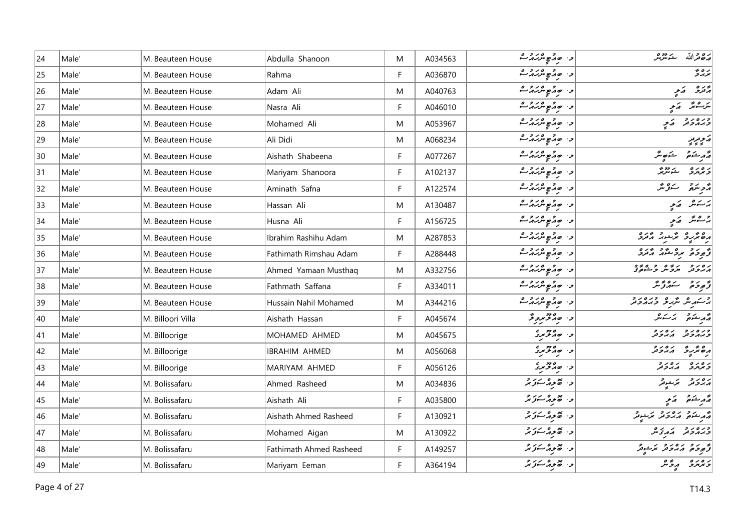| 24 | Male' | M. Beauteen House | Abdulla Shanoon | M | A034563 | މ. ބިއުޓީންހައުސް | އަބްދުﷲ ޝަނޫން |
|---|---|---|---|---|---|---|---|
| 25 | Male' | M. Beauteen House | Rahma | F | A036870 | މ. ބިއުޓީންހައުސް | ރަޙްމާ |
| 26 | Male' | M. Beauteen House | Adam Ali | M | A040763 | މ. ބިއުޓީންހައުސް | އާދަމް އަލި |
| 27 | Male' | M. Beauteen House | Nasra Ali | F | A046010 | މ. ބިއުޓީންހައުސް | ނަސްރާ އަލި |
| 28 | Male' | M. Beauteen House | Mohamed Ali | M | A053967 | މ. ބިއުޓީންހައުސް | މުހައްމަދު އަލި |
| 29 | Male' | M. Beauteen House | Ali Didi | M | A068234 | މ. ބިއުޓީންހައުސް | އަލިދީދީ |
| 30 | Male' | M. Beauteen House | Aishath Shabeena | F | A077267 | މ. ބިއުޓީންހައުސް | އާއިޝަތު ޝަބީނާ |
| 31 | Male' | M. Beauteen House | Mariyam Shanoora | F | A102137 | މ. ބިއުޓީންހައުސް | މަރިޔަމް ޝަނޫރާ |
| 32 | Male' | M. Beauteen House | Aminath Safna | F | A122574 | މ. ބިއުޓީންހައުސް | އާމިނަތު ސަފްނާ |
| 33 | Male' | M. Beauteen House | Hassan Ali | M | A130487 | މ. ބިއުޓީންހައުސް | ހަސަން އަލި |
| 34 | Male' | M. Beauteen House | Husna Ali | F | A156725 | މ. ބިއުޓީންހައުސް | ހުސްނާ އަލި |
| 35 | Male' | M. Beauteen House | Ibrahim Rashihu Adam | M | A287853 | މ. ބިއުޓީންހައުސް | އިބްރާހިމް ރާޝިހު އާދަމް |
| 36 | Male' | M. Beauteen House | Fathimath Rimshau Adam | F | A288448 | މ. ބިއުޓީންހައުސް | ފާތިމަތު ރިމްޝާއު އާދަމް |
| 37 | Male' | M. Beauteen House | Ahmed Yamaan Musthaq | M | A332756 | މ. ބިއުޓީންހައުސް | އަހްމަދު ޔަމާން މުސްތާޤު |
| 38 | Male' | M. Beauteen House | Fathmath Saffana | F | A334011 | މ. ބިއުޓީންހައުސް | ފާތިމަތު ސައްފާނާ |
| 39 | Male' | M. Beauteen House | Hussain Nahil Mohamed | M | A344216 | މ. ބިއުޓީންހައުސް | ހުސައިން ނާހިލް މުހައްމަދު |
| 40 | Male' | M. Billoori Villa | Aishath Hassan | F | A045674 | މ. ބިއްލޫރިވިލާ | އާއިޝަތު ހަސަން |
| 41 | Male' | M. Billoorige | MOHAMED AHMED | M | A045675 | މ. ބިއްލޫރިގެ | މުހައްމަދު އަހްމަދު |
| 42 | Male' | M. Billoorige | IBRAHIM AHMED | M | A056068 | މ. ބިއްލޫރިގެ | އިބްރާހިމް އަހްމަދު |
| 43 | Male' | M. Billoorige | MARIYAM AHMED | F | A056126 | މ. ބިއްލޫރިގެ | މަރިޔަމް އަހްމަދު |
| 44 | Male' | M. Bolissafaru | Ahmed Rasheed | M | A034836 | މ. ބޮލިއްސަފަރު | އަހްމަދު ރަޝީދު |
| 45 | Male' | M. Bolissafaru | Aishath Ali | F | A035800 | މ. ބޮލިއްސަފަރު | އާއިޝަތު އަލި |
| 46 | Male' | M. Bolissafaru | Aishath Ahmed Rasheed | F | A130921 | މ. ބޮލިއްސަފަރު | އާއިޝަތު އަހްމަދު ރަޝީދު |
| 47 | Male' | M. Bolissafaru | Mohamed Aigan | M | A130922 | މ. ބޮލިއްސަފަރު | މުހައްމަދު އައިގަން |
| 48 | Male' | M. Bolissafaru | Fathimath Ahmed Rasheed | F | A149257 | މ. ބޮލިއްސަފަރު | ފާތިމަތު އަހްމަދު ރަޝީދު |
| 49 | Male' | M. Bolissafaru | Mariyam Eeman | F | A364194 | މ. ބޮލިއްސަފަރު | މަރިޔަމް އީމާން |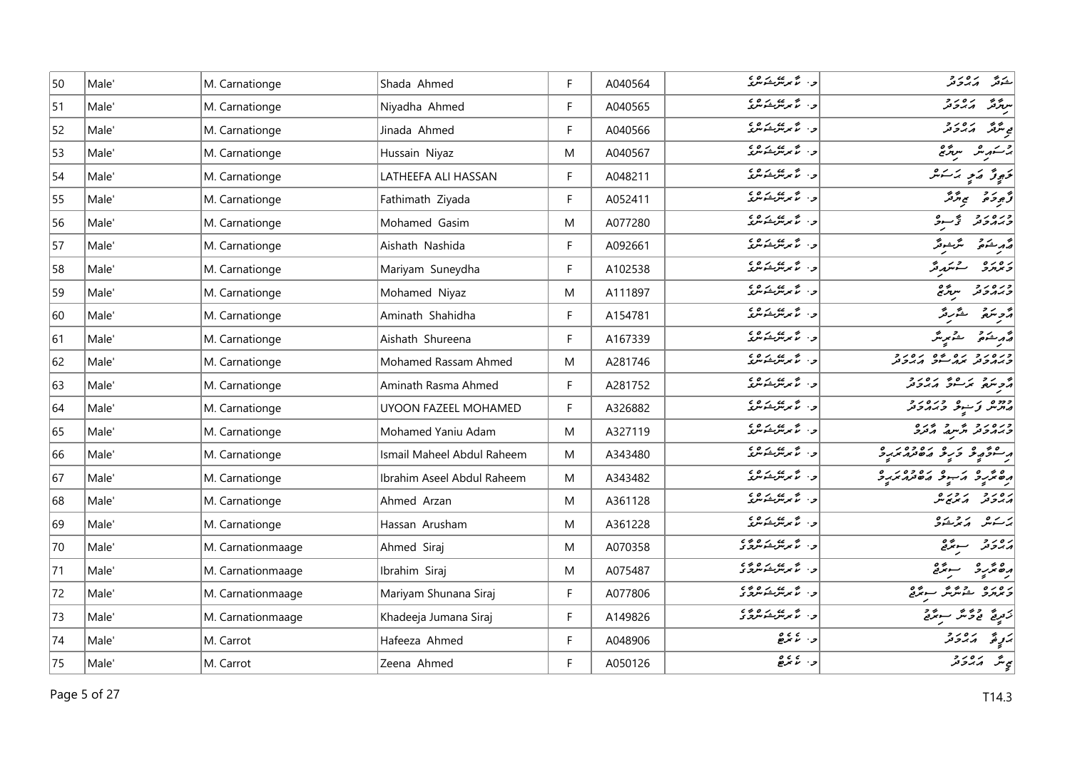| 50 | Male' | M. Carnationge | Shada Ahmed | F | A040564 | މ. ކާނޭޝަންގެ | ޝަދާ އަޙްމަދު |
|---|---|---|---|---|---|---|---|
| 51 | Male' | M. Carnationge | Niyadha Ahmed | F | A040565 | މ. ކާނޭޝަންގެ | ނިޔާދާ އަޙްމަދު |
| 52 | Male' | M. Carnationge | Jinada Ahmed | F | A040566 | މ. ކާނޭޝަންގެ | ޖިނާދާ އަޙްމަދު |
| 53 | Male' | M. Carnationge | Hussain Niyaz | M | A040567 | މ. ކާނޭޝަންގެ | ޙުސައިން ނިޔާޒް |
| 54 | Male' | M. Carnationge | LATHEEFA ALI HASSAN | F | A048211 | މ. ކާނޭޝަންގެ | ލަޠީފާ ޢަލީ ޙަސަން |
| 55 | Male' | M. Carnationge | Fathimath Ziyada | F | A052411 | މ. ކާނޭޝަންގެ | ފާޠިމަތު ޒިޔާދާ |
| 56 | Male' | M. Carnationge | Mohamed Gasim | M | A077280 | މ. ކާނޭޝަންގެ | މުޙައްމަދު ޤާސިމް |
| 57 | Male' | M. Carnationge | Aishath Nashida | F | A092661 | މ. ކާނޭޝަންގެ | ޢާއިޝަތު ނާޝިދާ |
| 58 | Male' | M. Carnationge | Mariyam Suneydha | F | A102538 | މ. ކާނޭޝަންގެ | މަރިޔަމް ސުނޭދާ |
| 59 | Male' | M. Carnationge | Mohamed Niyaz | M | A111897 | މ. ކާނޭޝަންގެ | މުޙައްމަދު ނިޔާޒް |
| 60 | Male' | M. Carnationge | Aminath Shahidha | F | A154781 | މ. ކާނޭޝަންގެ | އާމިނަތު ޝާހިދާ |
| 61 | Male' | M. Carnationge | Aishath Shureena | F | A167339 | މ. ކާނޭޝަންގެ | ޢާއިޝަތު ޝުރީނާ |
| 62 | Male' | M. Carnationge | Mohamed Rassam Ahmed | M | A281746 | މ. ކާނޭޝަންގެ | މުޙައްމަދު ރައްސާމް އަޙްމަދު |
| 63 | Male' | M. Carnationge | Aminath Rasma Ahmed | F | A281752 | މ. ކާނޭޝަންގެ | އާމިނަތު ރަސްމާ އަޙްމަދު |
| 64 | Male' | M. Carnationge | UYOON FAZEEL MOHAMED | F | A326882 | މ. ކާނޭޝަންގެ | ޢުޔޫން ފަޟީލް މުޙައްމަދު |
| 65 | Male' | M. Carnationge | Mohamed Yaniu Adam | M | A327119 | މ. ކާނޭޝަންގެ | މުޙައްމަދު ޔާނިޢު އާދަމް |
| 66 | Male' | M. Carnationge | Ismail Maheel Abdul Raheem | M | A343480 | މ. ކާނޭޝަންގެ | އިސްމާޢީލް މަހީލް ޢަބްދުއްރަޙީމް |
| 67 | Male' | M. Carnationge | Ibrahim Aseel Abdul Raheem | M | A343482 | މ. ކާނޭޝަންގެ | އިބްރާހީމް އަސީލް ޢަބްދުއްރަޙީމް |
| 68 | Male' | M. Carnationge | Ahmed Arzan | M | A361128 | މ. ކާނޭޝަންގެ | އަޙްމަދު އަރްޒާން |
| 69 | Male' | M. Carnationge | Hassan Arusham | M | A361228 | މ. ކާނޭޝަންގެ | ޙަސަން އަރުޝަމް |
| 70 | Male' | M. Carnationmaage | Ahmed Siraj | M | A070358 | މ. ކާނޭޝަންމާގެ | އަޙްމަދު ސިރާޖު |
| 71 | Male' | M. Carnationmaage | Ibrahim Siraj | M | A075487 | މ. ކާނޭޝަންމާގެ | އިބްރާހީމް ސިރާޖު |
| 72 | Male' | M. Carnationmaage | Mariyam Shunana Siraj | F | A077806 | މ. ކާނޭޝަންމާގެ | މަރިޔަމް ޝުނާނާ ސިރާޖު |
| 73 | Male' | M. Carnationmaage | Khadeeja Jumana Siraj | F | A149826 | މ. ކާނޭޝަންމާގެ | ޚަދީޖާ ޖުމާނާ ސިރާޖު |
| 74 | Male' | M. Carrot | Hafeeza Ahmed | F | A048906 | މ. ކެރެޓް | ޙަފީޒާ އަޙްމަދު |
| 75 | Male' | M. Carrot | Zeena Ahmed | F | A050126 | މ. ކެރެޓް | ޒީނާ އަޙްމަދު |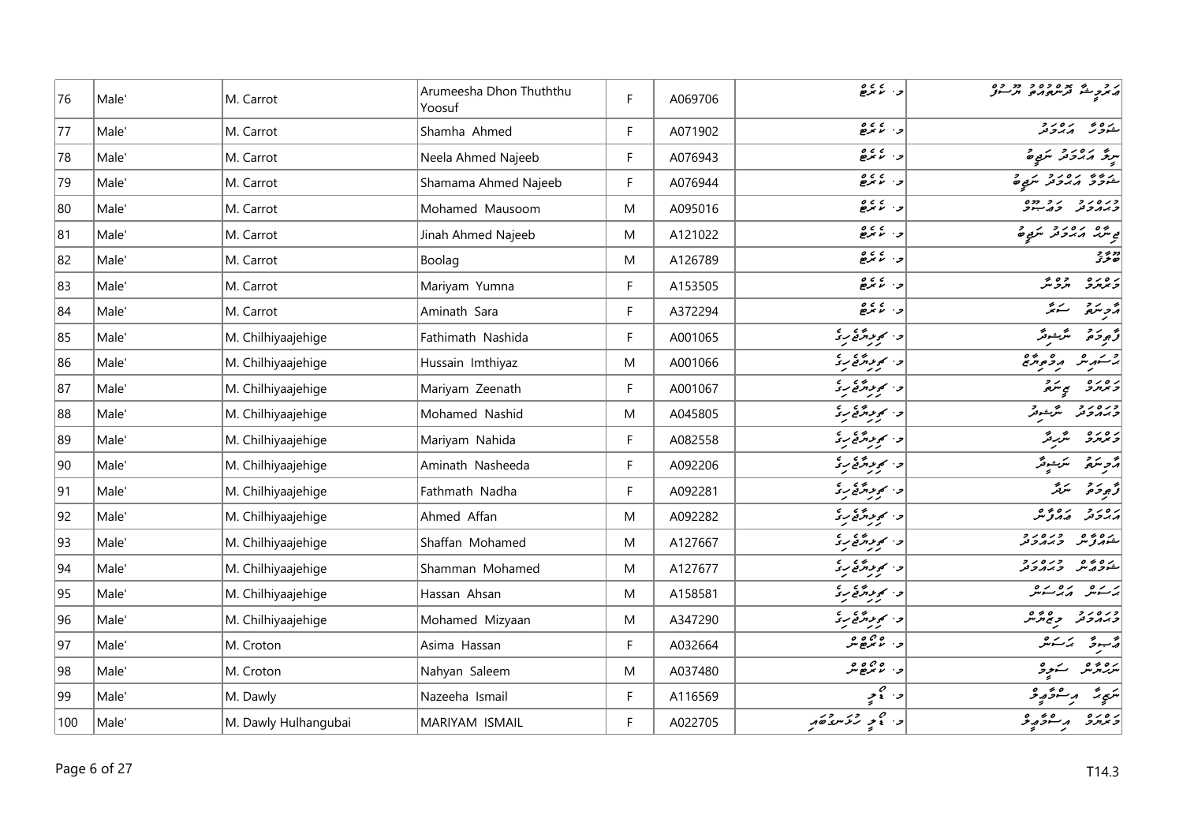| 76 | Male' | M. Carrot | Arumeesha Dhon Thuththu Yoosuf | F | A069706 | މ. ކެރެޓް | އަރުމީޝާ ދޮންތުއްތު ޔޫސުފް |
|---|---|---|---|---|---|---|---|
| 77 | Male' | M. Carrot | Shamha Ahmed | F | A071902 | މ. ކެރެޓް | ޝަމްހާ އަޙްމަދު |
| 78 | Male' | M. Carrot | Neela Ahmed Najeeb | F | A076943 | މ. ކެރެޓް | ނީލާ އަޙްމަދު ނަޖީބު |
| 79 | Male' | M. Carrot | Shamama Ahmed Najeeb | F | A076944 | މ. ކެރެޓް | ޝަމާމާ އަޙްމަދު ނަޖީބު |
| 80 | Male' | M. Carrot | Mohamed Mausoom | M | A095016 | މ. ކެރެޓް | މުޙައްމަދު މައުސޫމް |
| 81 | Male' | M. Carrot | Jinah Ahmed Najeeb | M | A121022 | މ. ކެރެޓް | ޖިނާހް އަޙްމަދު ނަޖީބު |
| 82 | Male' | M. Carrot | Boolag | M | A126789 | މ. ކެރެޓް | ބޫލަގު |
| 83 | Male' | M. Carrot | Mariyam Yumna | F | A153505 | މ. ކެރެޓް | މަރިޔަމް ޔުމްނާ |
| 84 | Male' | M. Carrot | Aminath Sara | F | A372294 | މ. ކެރެޓް | އާމިނަތު ސަރާ |
| 85 | Male' | M. Chilhiyaajehige | Fathimath Nashida | F | A001065 | މ. ޗިޅިޔާޖެހިގެ | ފާތިމަތު ނާޝިދާ |
| 86 | Male' | M. Chilhiyaajehige | Hussain Imthiyaz | M | A001066 | މ. ޗިޅިޔާޖެހިގެ | ހުސައިން އިމްތިޔާޒް |
| 87 | Male' | M. Chilhiyaajehige | Mariyam Zeenath | F | A001067 | މ. ޗިޅިޔާޖެހިގެ | މަރިޔަމް ޒީނަތު |
| 88 | Male' | M. Chilhiyaajehige | Mohamed Nashid | M | A045805 | މ. ޗިޅިޔާޖެހިގެ | މުޙައްމަދު ނާޝިދު |
| 89 | Male' | M. Chilhiyaajehige | Mariyam Nahida | F | A082558 | މ. ޗިޅިޔާޖެހިގެ | މަރިޔަމް ނާހިދާ |
| 90 | Male' | M. Chilhiyaajehige | Aminath Nasheeda | F | A092206 | މ. ޗިޅިޔާޖެހިގެ | އާމިނަތު ނަޝީދާ |
| 91 | Male' | M. Chilhiyaajehige | Fathmath Nadha | F | A092281 | މ. ޗިޅިޔާޖެހިގެ | ފާތިމަތު ނަދާ |
| 92 | Male' | M. Chilhiyaajehige | Ahmed Affan | M | A092282 | މ. ޗިޅިޔާޖެހިގެ | އަޙްމަދު އައްފާން |
| 93 | Male' | M. Chilhiyaajehige | Shaffan Mohamed | M | A127667 | މ. ޗިޅިޔާޖެހިގެ | ޝައްފާން މުޙައްމަދު |
| 94 | Male' | M. Chilhiyaajehige | Shamman Mohamed | M | A127677 | މ. ޗިޅިޔާޖެހިގެ | ޝައްމާން މުޙައްމަދު |
| 95 | Male' | M. Chilhiyaajehige | Hassan Ahsan | M | A158581 | މ. ޗިޅިޔާޖެހިގެ | ޙަސަން އަޙްސަން |
| 96 | Male' | M. Chilhiyaajehige | Mohamed Mizyaan | M | A347290 | މ. ޗިޅިޔާޖެހިގެ | މުޙައްމަދު މިޒްޔާން |
| 97 | Male' | M. Croton | Asima Hassan | F | A032664 | މ. ކްރޯޓަން | އާސިމާ ޙަސަން |
| 98 | Male' | M. Croton | Nahyan Saleem | M | A037480 | މ. ކްރޯޓަން | ނަހްޔާން ސަލީމް |
| 99 | Male' | M. Dawly | Nazeeha Ismail | F | A116569 | މ. ޑޯލި | ނަޒީހާ އިސްމާޢިލް |
| 100 | Male' | M. Dawly Hulhangubai | MARIYAM ISMAIL | F | A022705 | މ. ޑޯލި ހުޅަނގުބައި | މަރިޔަމް އިސްމާޢިލް |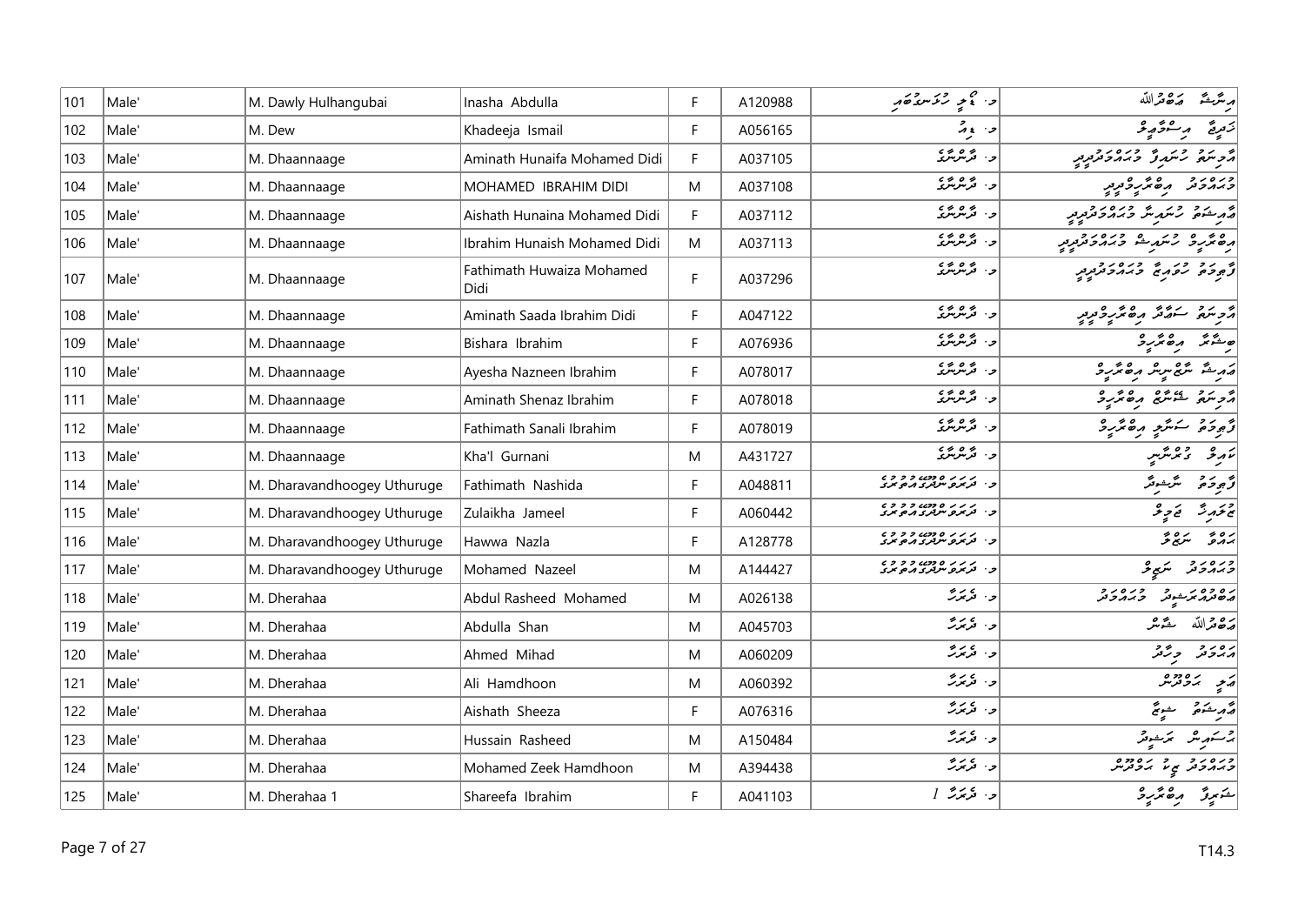| 101 | Male' | M. Dawly Hulhangubai | Inasha Abdulla | F | A120988 | މ. ޑޯލީ ހުޅަނގުބައި | އިނާޝާ އަބްދުﷲ |
|---|---|---|---|---|---|---|---|
| 102 | Male' | M. Dew | Khadeeja Ismail | F | A056165 | މ. ޑިއު | ޚަދީޖާ އިސްމާޢީލް |
| 103 | Male' | M. Dhaannaage | Aminath Hunaifa Mohamed Didi | F | A037105 | މ. ދާންނާގެ | އާމިނަތު ހުނައިފާ މުޙައްމަދުދީދީ |
| 104 | Male' | M. Dhaannaage | MOHAMED IBRAHIM DIDI | M | A037108 | މ. ދާންނާގެ | މުޙައްމަދު އިބްރާހީމްދީދީ |
| 105 | Male' | M. Dhaannaage | Aishath Hunaina Mohamed Didi | F | A037112 | މ. ދާންނާގެ | ޢާއިޝަތު ހުނައިނާ މުޙައްމަދުދީދީ |
| 106 | Male' | M. Dhaannaage | Ibrahim Hunaish Mohamed Didi | M | A037113 | މ. ދާންނާގެ | އިބްރާހީމް ހުނައިޝް މުޙައްމަދުދީދީ |
| 107 | Male' | M. Dhaannaage | Fathimath Huwaiza Mohamed Didi | F | A037296 | މ. ދާންނާގެ | ފާތިމަތު ހުވައިޒާ މުޙައްމަދުދީދީ |
| 108 | Male' | M. Dhaannaage | Aminath Saada Ibrahim Didi | F | A047122 | މ. ދާންނާގެ | އާމިނަތު ސަޢާދާ އިބްރާހީމްދީދީ |
| 109 | Male' | M. Dhaannaage | Bishara Ibrahim | F | A076936 | މ. ދާންނާގެ | ބިޝާރާ އިބްރާހީމް |
| 110 | Male' | M. Dhaannaage | Ayesha Nazneen Ibrahim | F | A078017 | މ. ދާންނާގެ | ޢައިޝާ ނޒްނީން އިބްރާހީމް |
| 111 | Male' | M. Dhaannaage | Aminath Shenaz Ibrahim | F | A078018 | މ. ދާންނާގެ | އާމިނަތު ޝެނާޒް އިބްރާހީމް |
| 112 | Male' | M. Dhaannaage | Fathimath Sanali Ibrahim | F | A078019 | މ. ދާންނާގެ | ފާތިމަތު ސަނާލީ އިބްރާހީމް |
| 113 | Male' | M. Dhaannaage | Kha'l Gurnani | M | A431727 | މ. ދާންނާގެ | ޚަލީލް ގުރްނާނީ |
| 114 | Male' | M. Dharavandhoogey Uthuruge | Fathimath Nashida | F | A048811 | މ. ދަރަވަންދޫގޭ އުތުރުގެ | ފާތިމަތު ނާޝިދާ |
| 115 | Male' | M. Dharavandhoogey Uthuruge | Zulaikha Jameel | F | A060442 | މ. ދަރަވަންދޫގޭ އުތުރުގެ | ޒުލައިޚާ ޖަމީލް |
| 116 | Male' | M. Dharavandhoogey Uthuruge | Hawwa Nazla | F | A128778 | މ. ދަރަވަންދޫގޭ އުތުރުގެ | ޙައްވާ ނަޒްލާ |
| 117 | Male' | M. Dharavandhoogey Uthuruge | Mohamed Nazeel | M | A144427 | މ. ދަރަވަންދޫގޭ އުތުރުގެ | މުޙައްމަދު ނަޒީލް |
| 118 | Male' | M. Dherahaa | Abdul Rasheed Mohamed | M | A026138 | މ. ދެރަހާ | އަބްދުއްރަޝީދު މުޙައްމަދު |
| 119 | Male' | M. Dherahaa | Abdulla Shan | M | A045703 | މ. ދެރަހާ | އަބްދުﷲ ޝާން |
| 120 | Male' | M. Dherahaa | Ahmed Mihad | M | A060209 | މ. ދެރަހާ | އަޙްމަދު މިހާދު |
| 121 | Male' | M. Dherahaa | Ali Hamdhoon | M | A060392 | މ. ދެރަހާ | އަލި ހަމްދޫން |
| 122 | Male' | M. Dherahaa | Aishath Sheeza | F | A076316 | މ. ދެރަހާ | ޢާއިޝަތު ޝީޒާ |
| 123 | Male' | M. Dherahaa | Hussain Rasheed | M | A150484 | މ. ދެރަހާ | ހުސައިން ރަޝީދު |
| 124 | Male' | M. Dherahaa | Mohamed Zeek Hamdhoon | M | A394438 | މ. ދެރަހާ | މުޙައްމަދު ޒީކް ހަމްދޫން |
| 125 | Male' | M. Dherahaa 1 | Shareefa Ibrahim | F | A041103 | މ. ދެރަހާ 1 | ޝަރީފާ އިބްރާހީމް |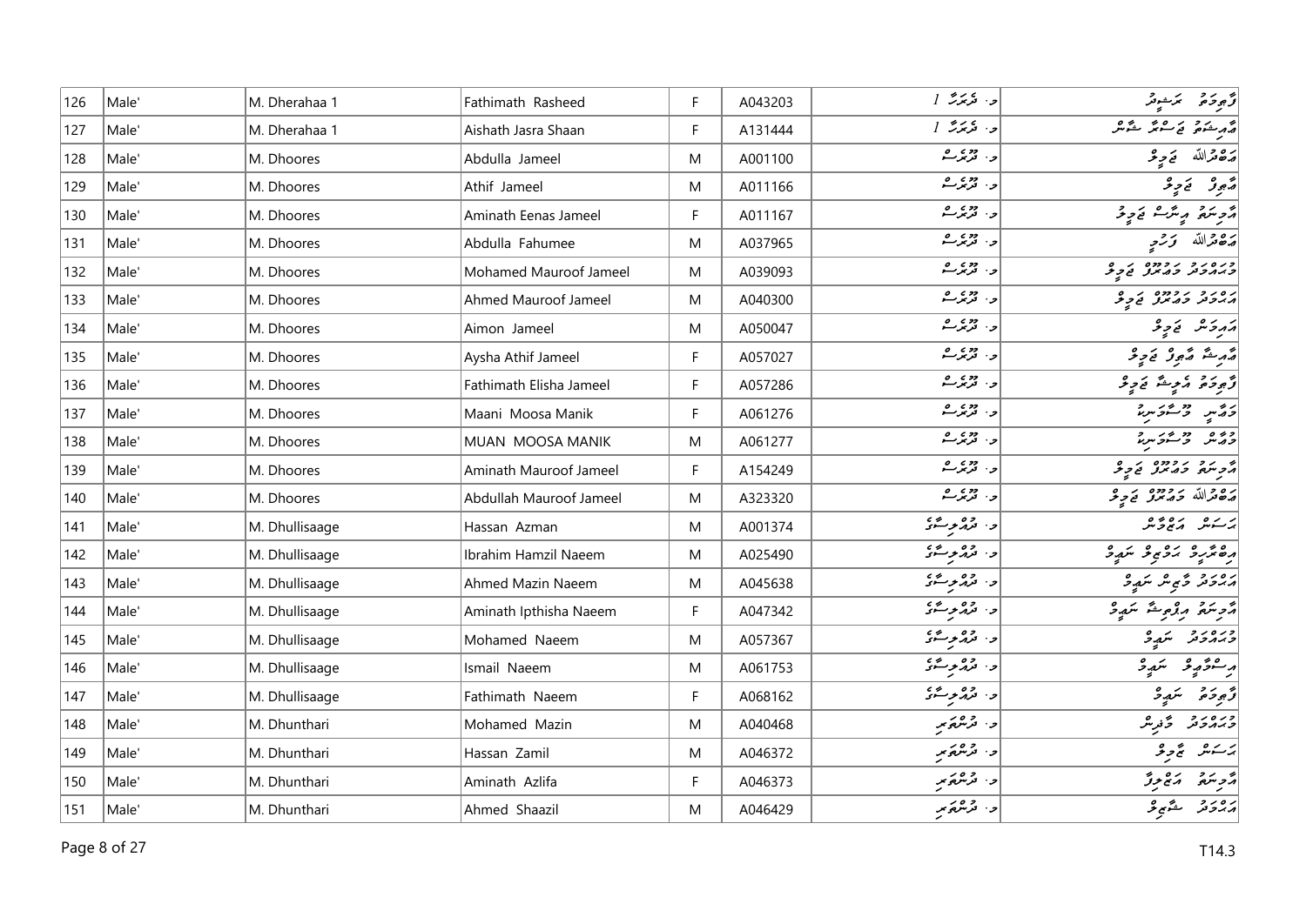| 126 | Male' | M. Dherahaa 1 | Fathimath Rasheed | F | A043203 | 1 د. ګرمرګ | ژَجِرَة بَرَشِيرُ |
|---|---|---|---|---|---|---|---|
| 127 | Male' | M. Dherahaa 1 | Aishath Jasra Shaan | F | A131444 | 1 د. ګرمرګ | مَّ مِرْ شَوَمْ ئے سْمَرٌ شَرَّمْرُ |
| 128 | Male' | M. Dhoores | Abdulla Jameel | M | A001100 | د. ترترے | رَە قراللە ئے وِ وْ |
| 129 | Male' | M. Dhoores | Athif Jameel | M | A011166 | د. ترترے | مَّ جوو ئے وِ وْ |
| 130 | Male' | M. Dhoores | Aminath Eenas Jameel | F | A011167 | د. ترترے | مَّ حِ سَمَعُ مِ سَّرْ ئے وِ وْ |
| 131 | Male' | M. Dhoores | Abdulla Fahumee | M | A037965 | د. ترترے | رَە قراللە وَرْحِ |
| 132 | Male' | M. Dhoores | Mohamed Mauroof Jameel | M | A039093 | د. ترترے | ويرورو روووه ئے وِ وْ |
| 133 | Male' | M. Dhoores | Ahmed Mauroof Jameel | M | A040300 | د. ترترے | رەرو روووه ئے وِ وْ |
| 134 | Male' | M. Dhoores | Aimon Jameel | M | A050047 | د. ترترے | مَ مِ وَ سُ ئے وِ وْ |
| 135 | Male' | M. Dhoores | Aysha Athif Jameel | F | A057027 | د. ترترے | مَّ مِ شَّ مَّ جوو ئے وِ وْ |
| 136 | Male' | M. Dhoores | Fathimath Elisha Jameel | F | A057286 | د. ترترے | ژَجِرَة مُ وِ شَّ ئے وِ وْ |
| 137 | Male' | M. Dhoores | Maani Moosa Manik | F | A061276 | د. ترترے | دَّ سِ دُّ سَّ دَ سِرِ |
| 138 | Male' | M. Dhoores | MUAN MOOSA MANIK | M | A061277 | د. ترترے | دُ مَّ سْ دُّ سَّ دَ سِرِ |
| 139 | Male' | M. Dhoores | Aminath Mauroof Jameel | F | A154249 | د. ترترے | مَّ حِ سَمَعُ روووه ئے وِ وْ |
| 140 | Male' | M. Dhoores | Abdullah Mauroof Jameel | M | A323320 | د. ترترے | رَە قراللە روووه ئے وِ وْ |
| 141 | Male' | M. Dhullisaage | Hassan Azman | M | A001374 | د. ترموسے | بَرَسَسْ مَ بِحْ دَ سْ |
| 142 | Male' | M. Dhullisaage | Ibrahim Hamzil Naeem | M | A025490 | د. ترموسے | مِ صَّ مَّرِ وْ بَرْ وْ بِحِ وْ سَمِ وْ |
| 143 | Male' | M. Dhullisaage | Ahmed Mazin Naeem | M | A045638 | د. ترموسے | رەرو دَّ بِحِ سْ سَمِ وْ |
| 144 | Male' | M. Dhullisaage | Aminath Ipthisha Naeem | F | A047342 | د. ترموسے | مَّ حِ سَمَعُ مِ وْ جِ شَّ سَمِ وْ |
| 145 | Male' | M. Dhullisaage | Mohamed Naeem | M | A057367 | د. ترموسے | ويرورو سَمِ وْ |
| 146 | Male' | M. Dhullisaage | Ismail Naeem | M | A061753 | د. ترموسے | مِ سْوَّ مِ وْ سَمِ وْ |
| 147 | Male' | M. Dhullisaage | Fathimath Naeem | F | A068162 | د. ترموسے | ژَجِرَة سَمِ وْ |
| 148 | Male' | M. Dhunthari | Mohamed Mazin | M | A040468 | د. ترسمعمر | ويرورو دَّ بِحِ سْ |
| 149 | Male' | M. Dhunthari | Hassan Zamil | M | A046372 | د. ترسمعمر | بَرَسَسْ يَحْ وِ وْ |
| 150 | Male' | M. Dhunthari | Aminath Azlifa | F | A046373 | د. ترسمعمر | مَّ حِ سَمَعُ مَ بِحْ وِ وَّ |
| 151 | Male' | M. Dhunthari | Ahmed Shaazil | M | A046429 | د. ترسمعمر | رەرو شَّ بِحِ وْ |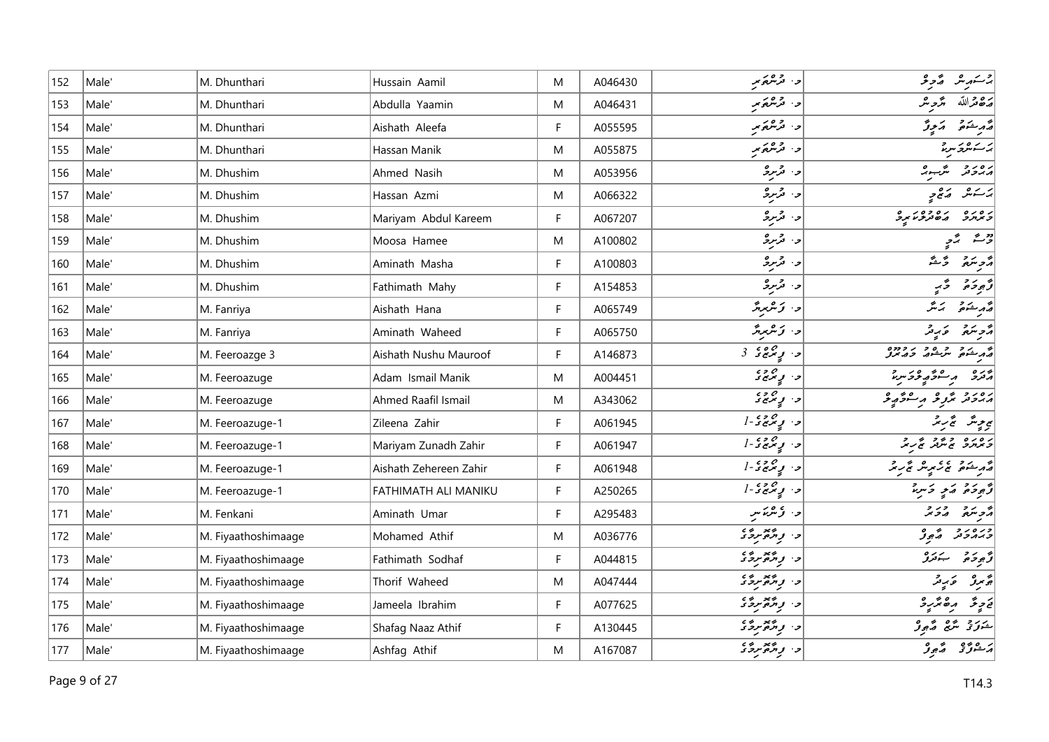| 152 | Male' | M. Dhunthari | Hussain Aamil | M | A046430 | މ. ދުންތަރި | ޙުސައިން އާމިލް |
|---|---|---|---|---|---|---|---|
| 153 | Male' | M. Dhunthari | Abdulla Yaamin | M | A046431 | މ. ދުންތަރި | އަބްދުﷲ ޔާމިން |
| 154 | Male' | M. Dhunthari | Aishath Aleefa | F | A055595 | މ. ދުންތަރި | އާއިޝަތު އަލީފާ |
| 155 | Male' | M. Dhunthari | Hassan Manik | M | A055875 | މ. ދުންތަރި | ހަސަންމަނިކު |
| 156 | Male' | M. Dhushim | Ahmed Nasih | M | A053956 | މ. ދުޝިމް | އަޙްމަދު ނާސިޙް |
| 157 | Male' | M. Dhushim | Hassan Azmi | M | A066322 | މ. ދުޝިމް | ހަސަން އަޒްމީ |
| 158 | Male' | M. Dhushim | Mariyam Abdul Kareem | F | A067207 | މ. ދުޝިމް | މަރިޔަމް އަބްދުލްކަރީމް |
| 159 | Male' | M. Dhushim | Moosa Hamee | M | A100802 | މ. ދުޝިމް | މޫސާ ހާމީ |
| 160 | Male' | M. Dhushim | Aminath Masha | F | A100803 | މ. ދުޝިމް | އާމިނަތު މާޝާ |
| 161 | Male' | M. Dhushim | Fathimath Mahy | F | A154853 | މ. ދުޝިމް | ފާތިމަތު މާހީ |
| 162 | Male' | M. Fanriya | Aishath Hana | F | A065749 | މ. ފަންރިޔާ | އާއިޝަތު ހަނާ |
| 163 | Male' | M. Fanriya | Aminath Waheed | F | A065750 | މ. ފަންރިޔާ | އާމިނަތު ވަޙީދު |
| 164 | Male' | M. Feeroazge 3 | Aishath Nushu Mauroof | F | A146873 | މ. ފީރޯޒްގެ 3 | އާއިޝަތު ނުޝްޝާ މައުރޫފް |
| 165 | Male' | M. Feeroazuge | Adam Ismail Manik | M | A004451 | މ. ފީރޯޒުގެ | އާދަމް އިސްމާއީލްމަނިކު |
| 166 | Male' | M. Feeroazuge | Ahmed Raafil Ismail | M | A343062 | މ. ފީރޯޒުގެ | އަޙްމަދު ރާފިލް އިސްމާއީލް |
| 167 | Male' | M. Feeroazuge-1 | Zileena Zahir | F | A061945 | މ. ފީރޯޒުގެ-1 | ޒިލީނާ ޒާހިރު |
| 168 | Male' | M. Feeroazuge-1 | Mariyam Zunadh Zahir | F | A061947 | މ. ފީރޯޒުގެ-1 | މަރިޔަމް ޒުނާދު ޒާހިރު |
| 169 | Male' | M. Feeroazuge-1 | Aishath Zehereen Zahir | F | A061948 | މ. ފީރޯޒުގެ-1 | އާއިޝަތު ޒެހެރީން ޒާހިރު |
| 170 | Male' | M. Feeroazuge-1 | FATHIMATH ALI MANIKU | F | A250265 | މ. ފީރޯޒުގެ-1 | ފާތިމަތު އަލި މަނިކު |
| 171 | Male' | M. Fenkani | Aminath Umar | F | A295483 | މ. ފެންކަނި | އާމިނަތު އުމަރު |
| 172 | Male' | M. Fiyaathoshimaage | Mohamed Athif | M | A036776 | މ. ފިޔާތޮށިމާގެ | މުޙައްމަދު އާތިފް |
| 173 | Male' | M. Fiyaathoshimaage | Fathimath Sodhaf | F | A044815 | މ. ފިޔާތޮށިމާގެ | ފާތިމަތު ސަދަފް |
| 174 | Male' | M. Fiyaathoshimaage | Thorif Waheed | M | A047444 | މ. ފިޔާތޮށިމާގެ | ޠާރިފް ވަޙީދު |
| 175 | Male' | M. Fiyaathoshimaage | Jameela Ibrahim | F | A077625 | މ. ފިޔާތޮށިމާގެ | ޖަމީލާ އިބްރާހީމް |
| 176 | Male' | M. Fiyaathoshimaage | Shafag Naaz Athif | F | A130445 | މ. ފިޔާތޮށިމާގެ | ޝަފަގް ނާޒް އާތިފް |
| 177 | Male' | M. Fiyaathoshimaage | Ashfag Athif | M | A167087 | މ. ފިޔާތޮށިމާގެ | އަޝްފާގް އާތިފް |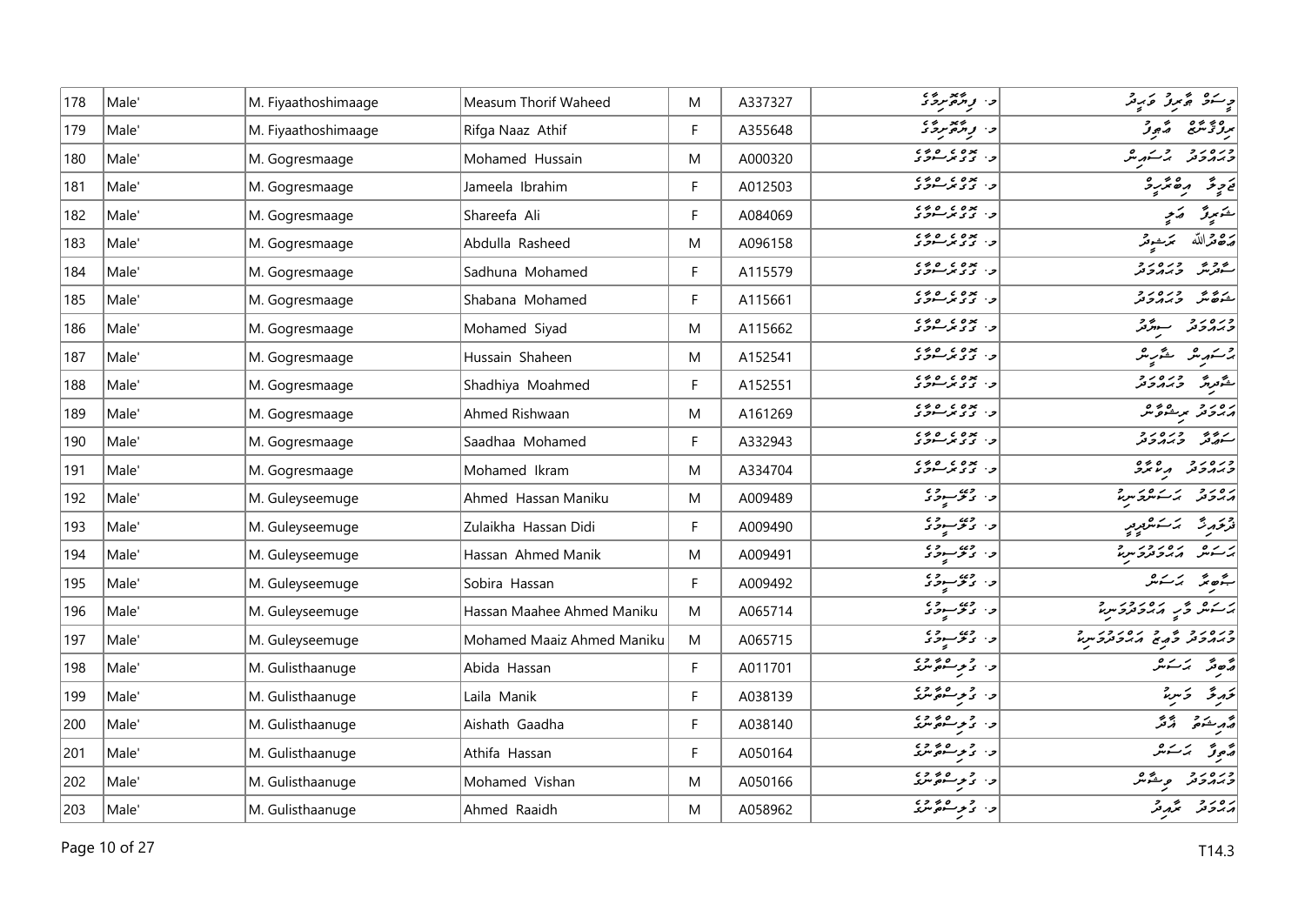| 178 | Male' | M. Fiyaathoshimaage | Measum Thorif Waheed | M | A337327 | މ. ފިޔާތޮށިމާގެ | މިސައުމް ތާރިފް ވަހީދު |
|---|---|---|---|---|---|---|---|
| 179 | Male' | M. Fiyaathoshimaage | Rifga Naaz Athif | F | A355648 | މ. ފިޔާތޮށިމާގެ | ރިފްގާ ނާޒް އާތިފް |
| 180 | Male' | M. Gogresmaage | Mohamed Hussain | M | A000320 | މ. ގޮގްރެސްމާގެ | މުޙައްމަދު ޙުސައިން |
| 181 | Male' | M. Gogresmaage | Jameela Ibrahim | F | A012503 | މ. ގޮގްރެސްމާގެ | ޖަމީލާ އިބްރާހީމް |
| 182 | Male' | M. Gogresmaage | Shareefa Ali | F | A084069 | މ. ގޮގްރެސްމާގެ | ޝަރީފާ ޢަލީ |
| 183 | Male' | M. Gogresmaage | Abdulla Rasheed | M | A096158 | މ. ގޮގްރެސްމާގެ | ޢަބްދުﷲ ރަޝީދު |
| 184 | Male' | M. Gogresmaage | Sadhuna Mohamed | F | A115579 | މ. ގޮގްރެސްމާގެ | ސާދުނާ މުޙައްމަދު |
| 185 | Male' | M. Gogresmaage | Shabana Mohamed | F | A115661 | މ. ގޮގްރެސްމާގެ | ޝަބާނާ މުޙައްމަދު |
| 186 | Male' | M. Gogresmaage | Mohamed Siyad | M | A115662 | މ. ގޮގްރެސްމާގެ | މުޙައްމަދު ސިޔާދު |
| 187 | Male' | M. Gogresmaage | Hussain Shaheen | M | A152541 | މ. ގޮގްރެސްމާގެ | ޙުސައިން ޝާހީން |
| 188 | Male' | M. Gogresmaage | Shadhiya Moahmed | F | A152551 | މ. ގޮގްރެސްމާގެ | ޝާދިޔާ މުޙައްމަދު |
| 189 | Male' | M. Gogresmaage | Ahmed Rishwaan | M | A161269 | މ. ގޮގްރެސްމާގެ | އަޙްމަދު ރިޝްވާން |
| 190 | Male' | M. Gogresmaage | Saadhaa Mohamed | F | A332943 | މ. ގޮގްރެސްމާގެ | ސަޢުދާ މުޙައްމަދު |
| 191 | Male' | M. Gogresmaage | Mohamed Ikram | M | A334704 | މ. ގޮގްރެސްމާގެ | މުޙައްމަދު އިކްރާމް |
| 192 | Male' | M. Guleyseemuge | Ahmed Hassan Maniku | M | A009489 | މ. ގުލޭސީމުގެ | އަޙްމަދު ހަސަންމަނިކު |
| 193 | Male' | M. Guleyseemuge | Zulaikha Hassan Didi | F | A009490 | މ. ގުލޭސީމުގެ | ޒުލައިޚާ ހަސަންދީދީ |
| 194 | Male' | M. Guleyseemuge | Hassan Ahmed Manik | M | A009491 | މ. ގުލޭސީމުގެ | ހަސަން އަޙްމަދުމަނިކު |
| 195 | Male' | M. Guleyseemuge | Sobira Hassan | F | A009492 | މ. ގުލޭސީމުގެ | ޞާބިރާ ހަސަން |
| 196 | Male' | M. Guleyseemuge | Hassan Maahee Ahmed Maniku | M | A065714 | މ. ގުލޭސީމުގެ | ހަސަން މާހީ އަޙްމަދުމަނިކު |
| 197 | Male' | M. Guleyseemuge | Mohamed Maaiz Ahmed Maniku | M | A065715 | މ. ގުލޭސީމުގެ | މުޙައްމަދު މާއިޒް އަޙްމަދުމަނިކު |
| 198 | Male' | M. Gulisthaanuge | Abida Hassan | F | A011701 | މ. ގުލިސްތާނުގެ | އާބިދާ ހަސަން |
| 199 | Male' | M. Gulisthaanuge | Laila Manik | F | A038139 | މ. ގުލިސްތާނުގެ | ލައިލާ މަނިކު |
| 200 | Male' | M. Gulisthaanuge | Aishath Gaadha | F | A038140 | މ. ގުލިސްތާނުގެ | އާއިޝަތު ގާދާ |
| 201 | Male' | M. Gulisthaanuge | Athifa Hassan | F | A050164 | މ. ގުލިސްތާނުގެ | އާތިފާ ހަސަން |
| 202 | Male' | M. Gulisthaanuge | Mohamed Vishan | M | A050166 | މ. ގުލިސްތާނުގެ | މުޙައްމަދު ވިޝާން |
| 203 | Male' | M. Gulisthaanuge | Ahmed Raaidh | M | A058962 | މ. ގުލިސްތާނުގެ | އަޙްމަދު ރާއިދު |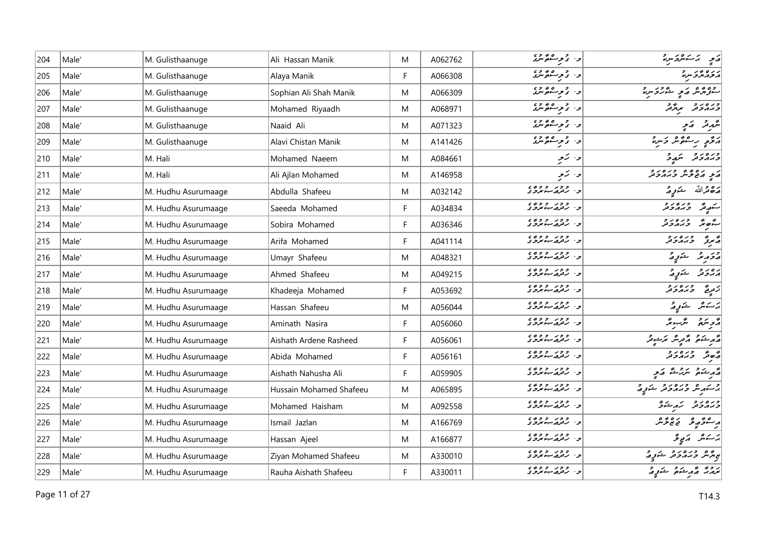| 204 | Male' | M. Gulisthaanuge | Ali Hassan Manik | M | A062762 | މ. ގުލިސްތާނުގެ | އަލި ހަސަންމަނިކު |
|---|---|---|---|---|---|---|---|
| 205 | Male' | M. Gulisthaanuge | Alaya Manik | F | A066308 | މ. ގުލިސްތާނުގެ | އަލަޔާމަނިކު |
| 206 | Male' | M. Gulisthaanuge | Sophian Ali Shah Manik | M | A066309 | މ. ގުލިސްތާނުގެ | ސޯފިޔާން އަލި ޝާހްމަނިކު |
| 207 | Male' | M. Gulisthaanuge | Mohamed Riyaadh | M | A068971 | މ. ގުލިސްތާނުގެ | މުހައްމަދު ރިޔާދު |
| 208 | Male' | M. Gulisthaanuge | Naaid Ali | M | A071323 | މ. ގުލިސްތާނުގެ | ނާއިދު އަލި |
| 209 | Male' | M. Gulisthaanuge | Alavi Chistan Manik | M | A141426 | މ. ގުލިސްތާނުގެ | އަލަވީ ޗިސްޓަން މަނިކު |
| 210 | Male' | M. Hali | Mohamed Naeem | M | A084661 | މ. ހަލި | މުހައްމަދު ނައީމް |
| 211 | Male' | M. Hali | Ali Ajlan Mohamed | M | A146958 | މ. ހަލި | އަލި އަޖްލާން މުހައްމަދު |
| 212 | Male' | M. Hudhu Asurumaage | Abdulla Shafeeu | M | A032142 | މ. ހުދުއަސުރުމާގެ | އަބްދުﷲ ޝަފީޢު |
| 213 | Male' | M. Hudhu Asurumaage | Saeeda Mohamed | F | A034834 | މ. ހުދުއަސުރުމާގެ | ސަޢީދާ މުހައްމަދު |
| 214 | Male' | M. Hudhu Asurumaage | Sobira Mohamed | F | A036346 | މ. ހުދުއަސުރުމާގެ | ޞާބިރާ މުހައްމަދު |
| 215 | Male' | M. Hudhu Asurumaage | Arifa Mohamed | F | A041114 | މ. ހުދުއަސުރުމާގެ | އާރިފާ މުހައްމަދު |
| 216 | Male' | M. Hudhu Asurumaage | Umayr Shafeeu | M | A048321 | މ. ހުދުއަސުރުމާގެ | އުމައިރު ޝަފީޢު |
| 217 | Male' | M. Hudhu Asurumaage | Ahmed Shafeeu | M | A049215 | މ. ހުދުއަސުރުމާގެ | އަހުމަދު ޝަފީޢު |
| 218 | Male' | M. Hudhu Asurumaage | Khadeeja Mohamed | F | A053692 | މ. ހުދުއަސުރުމާގެ | ޚަދީޖާ މުހައްމަދު |
| 219 | Male' | M. Hudhu Asurumaage | Hassan Shafeeu | M | A056044 | މ. ހުދުއަސުރުމާގެ | ހަސަން ޝަފީޢު |
| 220 | Male' | M. Hudhu Asurumaage | Aminath Nasira | F | A056060 | މ. ހުދުއަސުރުމާގެ | އާމިނަތު ނާސިރާ |
| 221 | Male' | M. Hudhu Asurumaage | Aishath Ardene Rasheed | F | A056061 | މ. ހުދުއަސުރުމާގެ | އާއިޝަތު އާޑީން ރަޝީދު |
| 222 | Male' | M. Hudhu Asurumaage | Abida Mohamed | F | A056161 | މ. ހުދުއަސުރުމާގެ | އާބިދާ މުހައްމަދު |
| 223 | Male' | M. Hudhu Asurumaage | Aishath Nahusha Ali | F | A059905 | މ. ހުދުއަސުރުމާގެ | އާއިޝަތު ނަހުޝާ އަލި |
| 224 | Male' | M. Hudhu Asurumaage | Hussain Mohamed Shafeeu | M | A065895 | މ. ހުދުއަސުރުމާގެ | ހުސައިން މުހައްމަދު ޝަފީޢު |
| 225 | Male' | M. Hudhu Asurumaage | Mohamed Haisham | M | A092558 | މ. ހުދުއަސުރުމާގެ | މުހައްމަދު ހައިޝަމް |
| 226 | Male' | M. Hudhu Asurumaage | Ismail Jazlan | M | A166769 | މ. ހުދުއަސުރުމާގެ | އިސްމާޢީލް ޖަޒްލާން |
| 227 | Male' | M. Hudhu Asurumaage | Hassan Ajeel | M | A166877 | މ. ހުދުއަސުރުމާގެ | ހަސަން އަޖީލް |
| 228 | Male' | M. Hudhu Asurumaage | Ziyan Mohamed Shafeeu | M | A330010 | މ. ހުދުއަސުރުމާގެ | ޒިޔާން މުހައްމަދު ޝަފީޢު |
| 229 | Male' | M. Hudhu Asurumaage | Rauha Aishath Shafeeu | F | A330011 | މ. ހުދުއަސުރުމާގެ | ރައުހާ އާއިޝަތު ޝަފީޢު |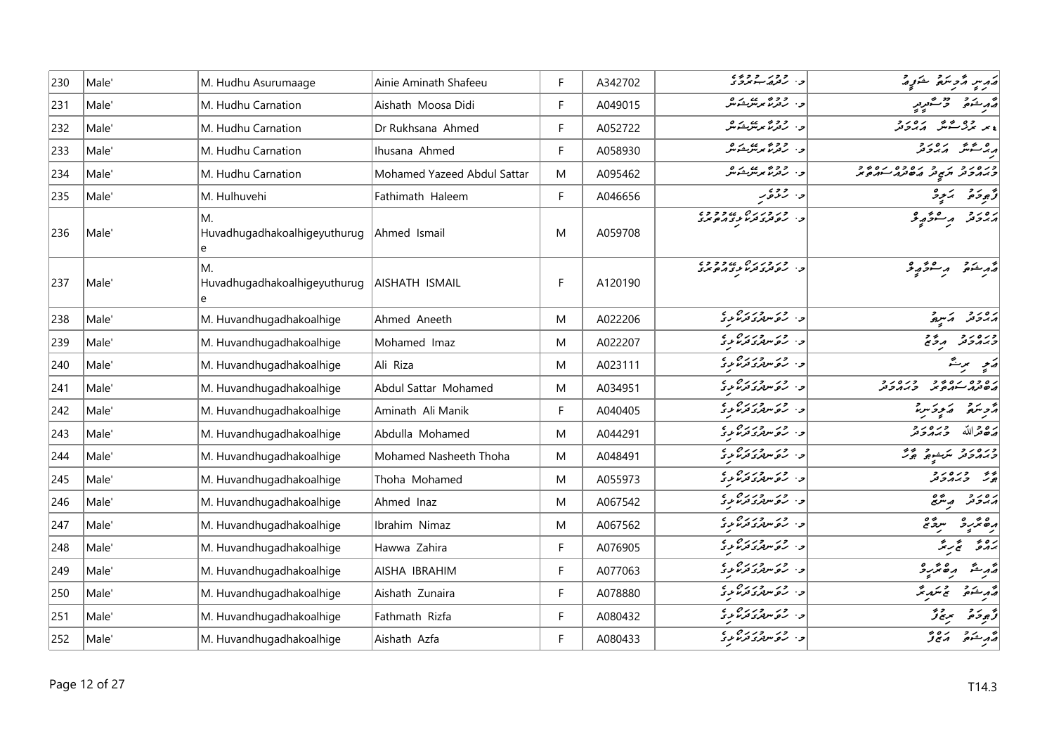| 230 | Male' | M. Hudhu Asurumaage | Ainie Aminath Shafeeu | F | A342702 | މ. ހުދުއަސުރުމާގެ | އައިނީ އާމިނަތު ޝަފީއު |
|---|---|---|---|---|---|---|---|
| 231 | Male' | M. Hudhu Carnation | Aishath Moosa Didi | F | A049015 | މ. ހުދުކާނޭޝަން | އާއިޝަތު މޫސާދީދީ |
| 232 | Male' | M. Hudhu Carnation | Dr Rukhsana Ahmed | F | A052722 | މ. ހުދުކާނޭޝަން | ޑރ ރުޚްސާނާ އަހުމަދު |
| 233 | Male' | M. Hudhu Carnation | Ihusana Ahmed | F | A058930 | މ. ހުދުކާނޭޝަން | އިހުސާނާ އަހުމަދު |
| 234 | Male' | M. Hudhu Carnation | Mohamed Yazeed Abdul Sattar | M | A095462 | މ. ހުދުކާނޭޝަން | މުޙައްމަދު ޔަޒީދު ޢަބްދުއްސައްތާރު |
| 235 | Male' | M. Hulhuvehi | Fathimath Haleem | F | A046656 | މ. ހުޅުވެހި | ފާތިމަތު ހަލީމް |
| 236 | Male' | M. Huvadhugadhakoalhigeyuthurug e | Ahmed Ismail | M | A059708 | މ. ހުވަދުގަދަކޮޅިގެޔުތުރުގެ | އަހުމަދު އިސްމާޢީލް |
| 237 | Male' | M. Huvadhugadhakoalhigeyuthurug e | AISHATH ISMAIL | F | A120190 | މ. ހުވަދުގަދަކޮޅިގެޔުތުރުގެ | އާއިޝަތު އިސްމާޢީލް |
| 238 | Male' | M. Huvandhugadhakoalhige | Ahmed Aneeth | M | A022206 | މ. ހުވަންދުގަދަކޮޅިގެ | އަހުމަދު އަނީތު |
| 239 | Male' | M. Huvandhugadhakoalhige | Mohamed Imaz | M | A022207 | މ. ހުވަންދުގަދަކޮޅިގެ | މުޙައްމަދު އިމާޒް |
| 240 | Male' | M. Huvandhugadhakoalhige | Ali Riza | M | A023111 | މ. ހުވަންދުގަދަކޮޅިގެ | އަލި ރިޟާ |
| 241 | Male' | M. Huvandhugadhakoalhige | Abdul Sattar Mohamed | M | A034951 | މ. ހުވަންދުގަދަކޮޅިގެ | ޢަބްދުއްސައްތާރު މުޙައްމަދު |
| 242 | Male' | M. Huvandhugadhakoalhige | Aminath Ali Manik | F | A040405 | މ. ހުވަންދުގަދަކޮޅިގެ | އާމިނަތު އަލިމަނިކު |
| 243 | Male' | M. Huvandhugadhakoalhige | Abdulla Mohamed | M | A044291 | މ. ހުވަންދުގަދަކޮޅިގެ | ޢަބްދުالله މުޙައްމަދު |
| 244 | Male' | M. Huvandhugadhakoalhige | Mohamed Nasheeth Thoha | M | A048491 | މ. ހުވަންދުގަދަކޮޅިގެ | މުޙައްމަދު ނަޝީތު ޠޯހާ |
| 245 | Male' | M. Huvandhugadhakoalhige | Thoha Mohamed | M | A055973 | މ. ހުވަންދުގަދަކޮޅިގެ | ޠޯހާ މުޙައްމަދު |
| 246 | Male' | M. Huvandhugadhakoalhige | Ahmed Inaz | M | A067542 | މ. ހުވަންދުގަދަކޮޅިގެ | އަހުމަދު އިނާޒް |
| 247 | Male' | M. Huvandhugadhakoalhige | Ibrahim Nimaz | M | A067562 | މ. ހުވަންދުގަދަކޮޅިގެ | އިބްރާހިމް ނިމާޒް |
| 248 | Male' | M. Huvandhugadhakoalhige | Hawwa Zahira | F | A076905 | މ. ހުވަންދުގަދަކޮޅިގެ | ހައްވާ ޒާހިރާ |
| 249 | Male' | M. Huvandhugadhakoalhige | AISHA IBRAHIM | F | A077063 | މ. ހުވަންދުގަދަކޮޅިގެ | އާއިޝާ އިބްރާހިމް |
| 250 | Male' | M. Huvandhugadhakoalhige | Aishath Zunaira | F | A078880 | މ. ހުވަންދުގަދަކޮޅިގެ | އާއިޝަތު ޒުނައިރާ |
| 251 | Male' | M. Huvandhugadhakoalhige | Fathmath Rizfa | F | A080432 | މ. ހުވަންދުގަދަކޮޅިގެ | ފާތިމަތު ރިޒްފާ |
| 252 | Male' | M. Huvandhugadhakoalhige | Aishath Azfa | F | A080433 | މ. ހުވަންދުގަދަކޮޅިގެ | އާއިޝަތު އަޒްފާ |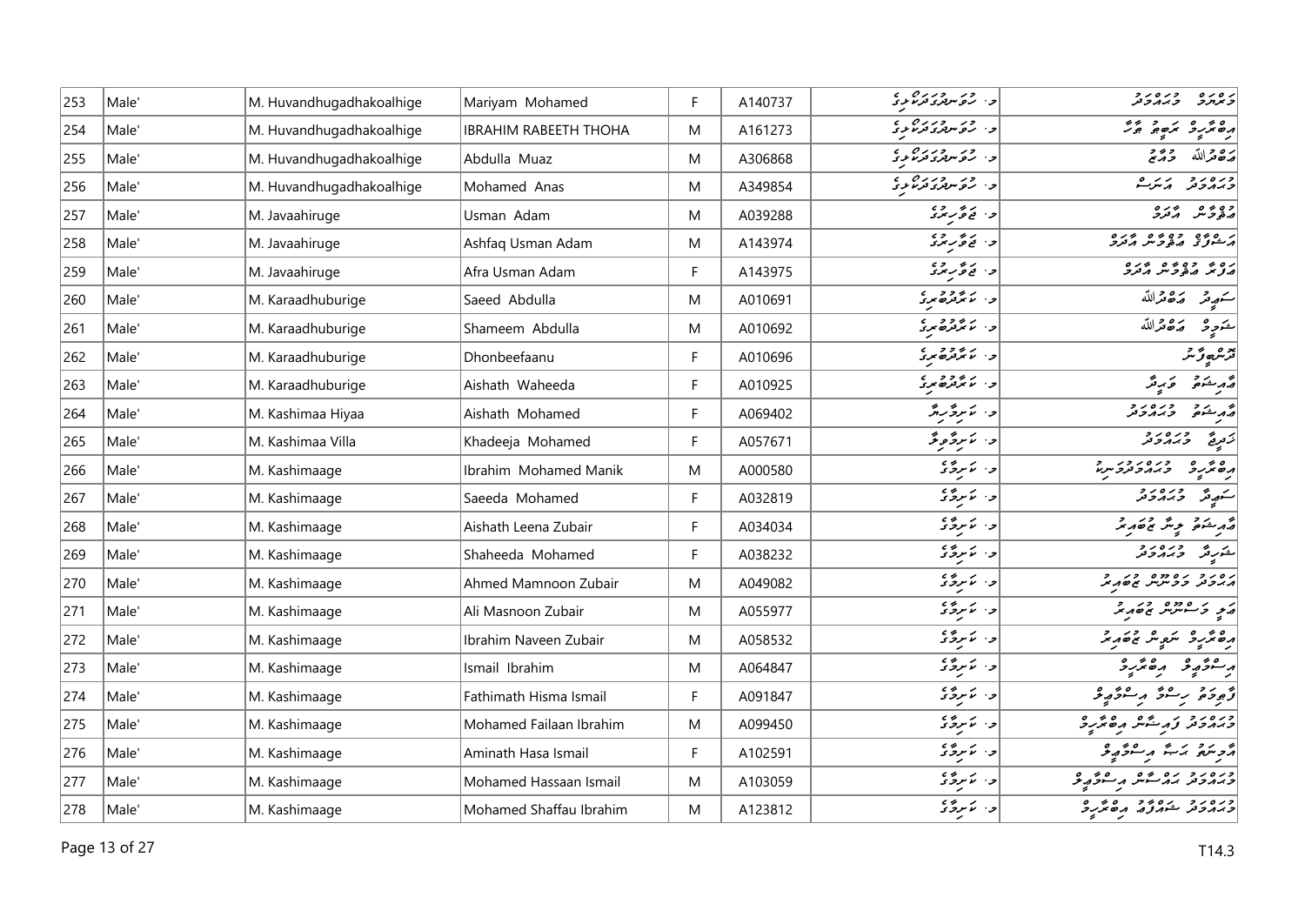| 253 | Male' | M. Huvandhugadhakoalhige | Mariyam Mohamed | F | A140737 | މ. ހުވަނދުގަދަކޮޅިގެ | މަރިޔަމް މުހައްމަދު |
|---|---|---|---|---|---|---|---|
| 254 | Male' | M. Huvandhugadhakoalhige | IBRAHIM RABEETH THOHA | M | A161273 | މ. ހުވަނދުގަދަކޮޅިގެ | އިބްރާހީމް ރަބީތު ތޯހާ |
| 255 | Male' | M. Huvandhugadhakoalhige | Abdulla Muaz | M | A306868 | މ. ހުވަނދުގަދަކޮޅިގެ | އަބްދުﷲ މުއާޒު |
| 256 | Male' | M. Huvandhugadhakoalhige | Mohamed Anas | M | A349854 | މ. ހުވަނދުގަދަކޮޅިގެ | މުހައްމަދު އަނަސް |
| 257 | Male' | M. Javaahiruge | Usman Adam | M | A039288 | މ. ޖަވާހިރުގެ | އުސްމާން އާދަމް |
| 258 | Male' | M. Javaahiruge | Ashfaq Usman Adam | M | A143974 | މ. ޖަވާހިރުގެ | އަޝްފާޤު އުސްމާން އާދަމް |
| 259 | Male' | M. Javaahiruge | Afra Usman Adam | F | A143975 | މ. ޖަވާހިރުގެ | އަފްރާ އުސްމާން އާދަމް |
| 260 | Male' | M. Karaadhuburige | Saeed Abdulla | M | A010691 | މ. ކަރާދުބުރިގެ | ސަޢީދު އަބްދުﷲ |
| 261 | Male' | M. Karaadhuburige | Shameem Abdulla | M | A010692 | މ. ކަރާދުބުރިގެ | ޝަމީމް އަބްދުﷲ |
| 262 | Male' | M. Karaadhuburige | Dhonbeefaanu | F | A010696 | މ. ކަރާދުބުރިގެ | ދޮންބީފާނު |
| 263 | Male' | M. Karaadhuburige | Aishath Waheeda | F | A010925 | މ. ކަރާދުބުރިގެ | އައިޝަތު ވަހީދާ |
| 264 | Male' | M. Kashimaa Hiyaa | Aishath Mohamed | F | A069402 | މ. ކަށިމާހިޔާ | އައިޝަތު މުހައްމަދު |
| 265 | Male' | M. Kashimaa Villa | Khadeeja Mohamed | F | A057671 | މ. ކަށިމާވިލާ | ޚަދީޖާ މުހައްމަދު |
| 266 | Male' | M. Kashimaage | Ibrahim Mohamed Manik | M | A000580 | މ. ކަށިމާގެ | އިބްރާހީމް މުހައްމަދުމަނިކު |
| 267 | Male' | M. Kashimaage | Saeeda Mohamed | F | A032819 | މ. ކަށިމާގެ | ސަޢީދާ މުހައްމަދު |
| 268 | Male' | M. Kashimaage | Aishath Leena Zubair | F | A034034 | މ. ކަށިމާގެ | އައިޝަތު ލީނާ ޒުބައިރު |
| 269 | Male' | M. Kashimaage | Shaheeda Mohamed | F | A038232 | މ. ކަށިމާގެ | ޝަހީދާ މުހައްމަދު |
| 270 | Male' | M. Kashimaage | Ahmed Mamnoon Zubair | M | A049082 | މ. ކަށިމާގެ | އަހްމަދު މަމްނޫން ޒުބައިރު |
| 271 | Male' | M. Kashimaage | Ali Masnoon Zubair | M | A055977 | މ. ކަށިމާގެ | އަލި މަސްނޫން ޒުބައިރު |
| 272 | Male' | M. Kashimaage | Ibrahim Naveen Zubair | M | A058532 | މ. ކަށިމާގެ | އިބްރާހީމް ނަވީން ޒުބައިރު |
| 273 | Male' | M. Kashimaage | Ismail Ibrahim | M | A064847 | މ. ކަށިމާގެ | އިސްމާޢީލް އިބްރާހީމް |
| 274 | Male' | M. Kashimaage | Fathimath Hisma Ismail | F | A091847 | މ. ކަށިމާގެ | ފާތިމަތު ހިސްމާ އިސްމާޢީލް |
| 275 | Male' | M. Kashimaage | Mohamed Failaan Ibrahim | M | A099450 | މ. ކަށިމާގެ | މުހައްމަދު ފައިލާން އިބްރާހީމް |
| 276 | Male' | M. Kashimaage | Aminath Hasa Ismail | F | A102591 | މ. ކަށިމާގެ | އާމިނަތު ހަސާ އިސްމާޢީލް |
| 277 | Male' | M. Kashimaage | Mohamed Hassaan Ismail | M | A103059 | މ. ކަށިމާގެ | މުހައްމަދު ހައްސާން އިސްމާޢީލް |
| 278 | Male' | M. Kashimaage | Mohamed Shaffau Ibrahim | M | A123812 | މ. ކަށިމާގެ | މުހައްމަދު ޝައްފާއު އިބްރާހީމް |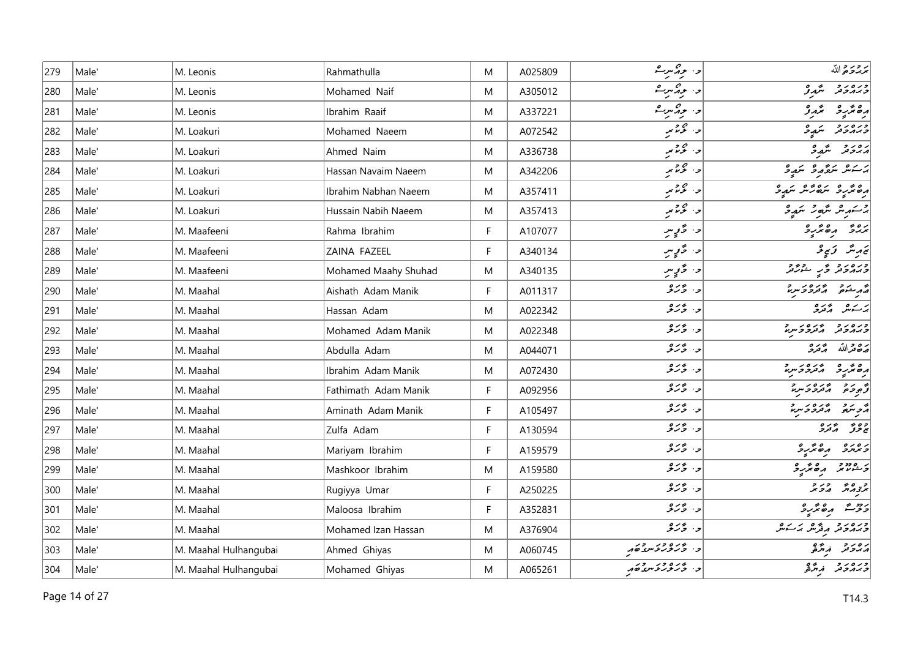| 279 | Male' | M. Leonis | Rahmathulla | M | A025809 | މ. ލިއޮނިސް | ރަޙްމަތުﷲ |
|---|---|---|---|---|---|---|---|
| 280 | Male' | M. Leonis | Mohamed Naif | M | A305012 | މ. ލިއޮނިސް | މުޙައްމަދު ނާއިފް |
| 281 | Male' | M. Leonis | Ibrahim Raaif | M | A337221 | މ. ލިއޮނިސް | އިބްރާހީމް ރާއިފް |
| 282 | Male' | M. Loakuri | Mohamed Naeem | M | A072542 | މ. ލޯކުރި | މުޙައްމަދު ނައީމް |
| 283 | Male' | M. Loakuri | Ahmed Naim | M | A336738 | މ. ލޯކުރި | އަޙްމަދު ނާއިމް |
| 284 | Male' | M. Loakuri | Hassan Navaim Naeem | M | A342206 | މ. ލޯކުރި | ޙަސަން ނަވާއިމް ނައީމް |
| 285 | Male' | M. Loakuri | Ibrahim Nabhan Naeem | M | A357411 | މ. ލޯކުރި | އިބްރާހީމް ނަބްހާން ނައީމް |
| 286 | Male' | M. Loakuri | Hussain Nabih Naeem | M | A357413 | މ. ލޯކުރި | ޙުސައިން ނާބިހް ނައީމް |
| 287 | Male' | M. Maafeeni | Rahma Ibrahim | F | A107077 | މ. މާފީނި | ރަޙްމާ އިބްރާހީމް |
| 288 | Male' | M. Maafeeni | ZAINA FAZEEL | F | A340134 | މ. މާފީނި | ޒައިނާ ފަޟީލް |
| 289 | Male' | M. Maafeeni | Mohamed Maahy Shuhad | M | A340135 | މ. މާފީނި | މުޙައްމަދު މާހި ޝުހާދު |
| 290 | Male' | M. Maahal | Aishath Adam Manik | F | A011317 | މ. މާހަލް | އާއިޝަތު އާދަމްމަނިކު |
| 291 | Male' | M. Maahal | Hassan Adam | M | A022342 | މ. މާހަލް | ޙަސަން އާދަމް |
| 292 | Male' | M. Maahal | Mohamed Adam Manik | M | A022348 | މ. މާހަލް | މުޙައްމަދު އާދަމްމަނިކު |
| 293 | Male' | M. Maahal | Abdulla Adam | M | A044071 | މ. މާހަލް | އަބްދުﷲ އާދަމް |
| 294 | Male' | M. Maahal | Ibrahim Adam Manik | M | A072430 | މ. މާހަލް | އިބްރާހީމް އާދަމްމަނިކު |
| 295 | Male' | M. Maahal | Fathimath Adam Manik | F | A092956 | މ. މާހަލް | ފާތިމަތު އާދަމްމަނިކު |
| 296 | Male' | M. Maahal | Aminath Adam Manik | F | A105497 | މ. މާހަލް | އާމިނަތު އާދަމްމަނިކު |
| 297 | Male' | M. Maahal | Zulfa Adam | F | A130594 | މ. މާހަލް | ޒުލްފާ އާދަމް |
| 298 | Male' | M. Maahal | Mariyam Ibrahim | F | A159579 | މ. މާހަލް | މަރިޔަމް އިބްރާހީމް |
| 299 | Male' | M. Maahal | Mashkoor Ibrahim | M | A159580 | މ. މާހަލް | މަޝްކޫރު އިބްރާހީމް |
| 300 | Male' | M. Maahal | Rugiyya Umar | F | A250225 | މ. މާހަލް | ރުގިއްޔާ އުމަރު |
| 301 | Male' | M. Maahal | Maloosa Ibrahim | F | A352831 | މ. މާހަލް | މަލޫސާ އިބްރާހީމް |
| 302 | Male' | M. Maahal | Mohamed Izan Hassan | M | A376904 | މ. މާހަލް | މުޙައްމަދު އިޒާން ޙަސަން |
| 303 | Male' | M. Maahal Hulhangubai | Ahmed Ghiyas | M | A060745 | މ. މާހަލްހުޅަނގުބައި | އަޙްމަދު ޣިޔާޘް |
| 304 | Male' | M. Maahal Hulhangubai | Mohamed Ghiyas | M | A065261 | މ. މާހަލްހުޅަނގުބައި | މުޙައްމަދު ޣިޔާޘް |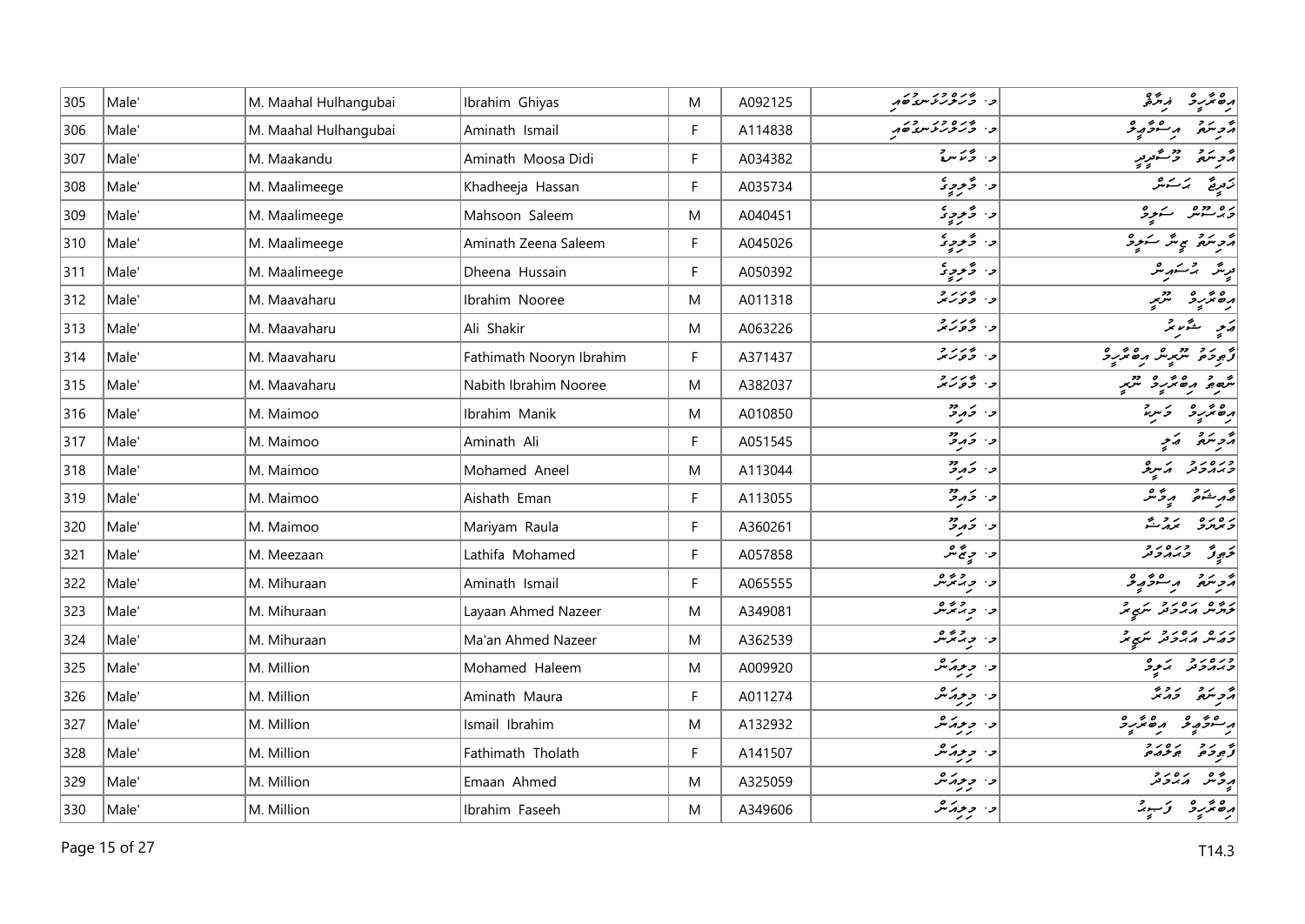| 305 | Male' | M. Maahal Hulhangubai | Ibrahim Ghiyas | M | A092125 | މ. މާހަލްހުޅަނގުބައި | އިބްރާހީމް ޣިޔާޘް |
|---|---|---|---|---|---|---|---|
| 306 | Male' | M. Maahal Hulhangubai | Aminath Ismail | F | A114838 | މ. މާހަލްހުޅަނގުބައި | އާމިނަތު އިސްމާޢީލް |
| 307 | Male' | M. Maakandu | Aminath Moosa Didi | F | A034382 | މ. މާކަނދު | އާމިނަތު މޫސާދީދީ |
| 308 | Male' | M. Maalimeege | Khadheeja Hassan | F | A035734 | މ. މާލިމީގެ | ޚަދީޖާ ހަސަން |
| 309 | Male' | M. Maalimeege | Mahsoon Saleem | M | A040451 | މ. މާލިމީގެ | މަހްސޫން ސަލީމް |
| 310 | Male' | M. Maalimeege | Aminath Zeena Saleem | F | A045026 | މ. މާލިމީގެ | އާމިނަތު ޒީނާ ސަލީމް |
| 311 | Male' | M. Maalimeege | Dheena Hussain | F | A050392 | މ. މާލިމީގެ | ދީނާ ހުސައިން |
| 312 | Male' | M. Maavaharu | Ibrahim Nooree | M | A011318 | މ. މާވަހަރު | އިބްރާހީމް ނޫރީ |
| 313 | Male' | M. Maavaharu | Ali Shakir | M | A063226 | މ. މާވަހަރު | އަލި ޝާކިރު |
| 314 | Male' | M. Maavaharu | Fathimath Nooryn Ibrahim | F | A371437 | މ. މާވަހަރު | ފާތިމަތު ނޫރީން އިބްރާހީމް |
| 315 | Male' | M. Maavaharu | Nabith Ibrahim Nooree | M | A382037 | މ. މާވަހަރު | ނާބިތު އިބްރާހީމް ނޫރީ |
| 316 | Male' | M. Maimoo | Ibrahim Manik | M | A010850 | މ. މައިމޫ | އިބްރާހީމް މަނިކު |
| 317 | Male' | M. Maimoo | Aminath Ali | F | A051545 | މ. މައިމޫ | އާމިނަތު އަލި |
| 318 | Male' | M. Maimoo | Mohamed Aneel | M | A113044 | މ. މައިމޫ | މުޙައްމަދު އަނީލް |
| 319 | Male' | M. Maimoo | Aishath Eman | F | A113055 | މ. މައިމޫ | އާއިޝަތު އީމާން |
| 320 | Male' | M. Maimoo | Mariyam Raula | F | A360261 | މ. މައިމޫ | މަރިޔަމް ރައުލާ |
| 321 | Male' | M. Meezaan | Lathifa Mohamed | F | A057858 | މ. މީޒާން | ލަތީފާ މުޙައްމަދު |
| 322 | Male' | M. Mihuraan | Aminath Ismail | F | A065555 | މ. މިހުރާން | އާމިނަތު އިސްމާޢީލް |
| 323 | Male' | M. Mihuraan | Layaan Ahmed Nazeer | M | A349081 | މ. މިހުރާން | ލަޔާން އަޙްމަދު ނަޒީރު |
| 324 | Male' | M. Mihuraan | Ma'an Ahmed Nazeer | M | A362539 | މ. މިހުރާން | މަޢަން އަޙްމަދު ނަޒީރު |
| 325 | Male' | M. Million | Mohamed Haleem | M | A009920 | މ. މިލިއަން | މުޙައްމަދު ހަލީމް |
| 326 | Male' | M. Million | Aminath Maura | F | A011274 | މ. މިލިއަން | އާމިނަތު މައުރާ |
| 327 | Male' | M. Million | Ismail Ibrahim | M | A132932 | މ. މިލިއަން | އިސްމާޢީލް އިބްރާހީމް |
| 328 | Male' | M. Million | Fathimath Tholath | F | A141507 | މ. މިލިއަން | ފާތިމަތު ޠަލްޢަތު |
| 329 | Male' | M. Million | Emaan Ahmed | M | A325059 | މ. މިލިއަން | އީމާން އަޙްމަދު |
| 330 | Male' | M. Million | Ibrahim Faseeh | M | A349606 | މ. މިލިއަން | އިބްރާހީމް ފަސީޙު |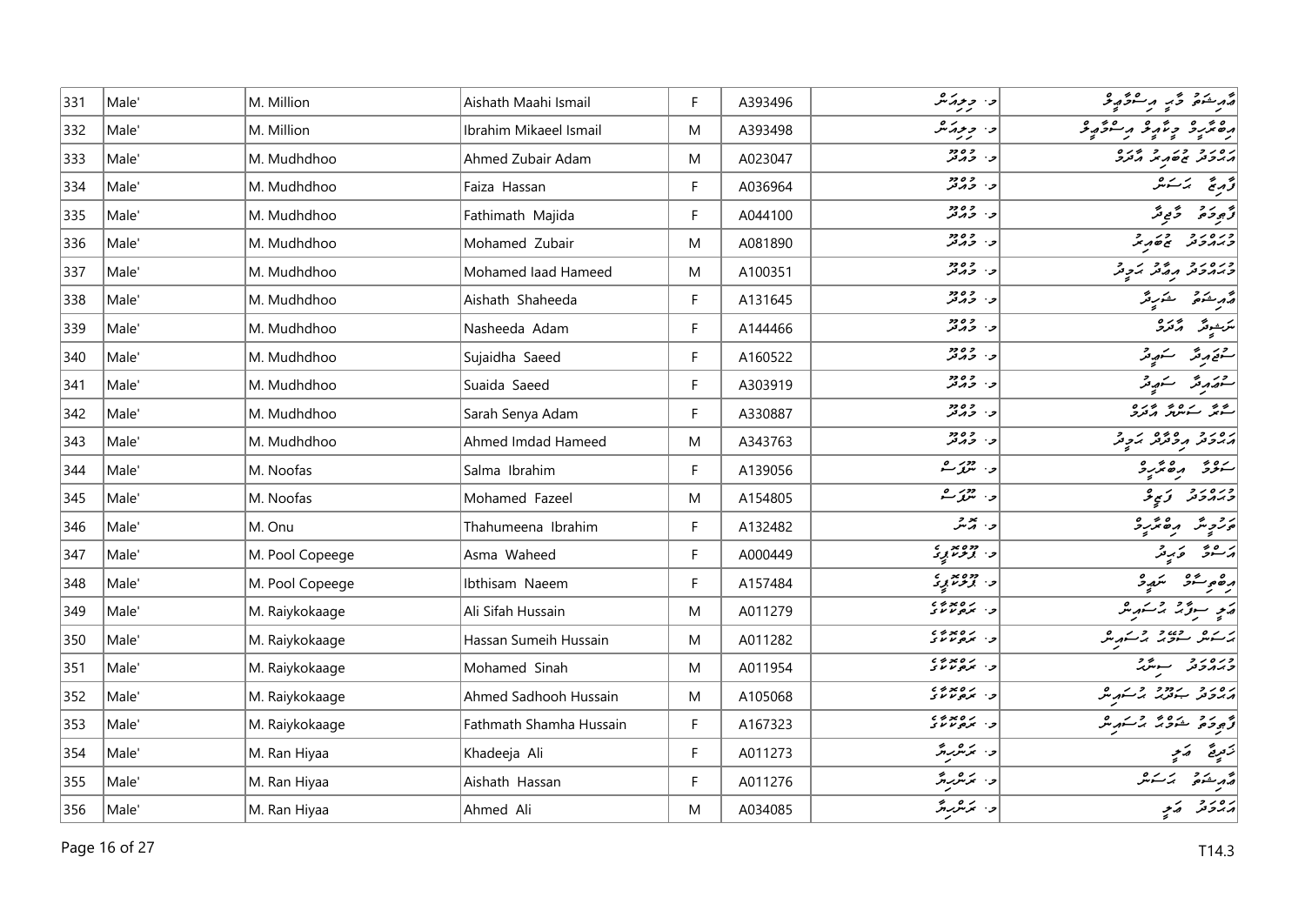| 331 | Male' | M. Million | Aishath Maahi Ismail | F | A393496 | މ. މިލިއަން | އައިޝަތު މާހި އިސްމާޢީލު |
|---|---|---|---|---|---|---|---|
| 332 | Male' | M. Million | Ibrahim Mikaeel Ismail | M | A393498 | މ. މިލިއަން | އިބްރާހީމް މީކާއީލް އިސްމާޢީލް |
| 333 | Male' | M. Mudhdhoo | Ahmed Zubair Adam | M | A023047 | މ. މުއްދޫ | އަހްމަދު ޒުބައިރު އާދަމް |
| 334 | Male' | M. Mudhdhoo | Faiza Hassan | F | A036964 | މ. މުއްދޫ | ފާއިޒާ ހަސަން |
| 335 | Male' | M. Mudhdhoo | Fathimath Majida | F | A044100 | މ. މުއްދޫ | ފާތިމަތު މާޖިދާ |
| 336 | Male' | M. Mudhdhoo | Mohamed Zubair | M | A081890 | މ. މުއްދޫ | މުޙައްމަދު ޒުބައިރު |
| 337 | Male' | M. Mudhdhoo | Mohamed Iaad Hameed | M | A100351 | މ. މުއްދޫ | މުޙައްމަދު އިޢާދު ހަމީދު |
| 338 | Male' | M. Mudhdhoo | Aishath Shaheeda | F | A131645 | މ. މުއްދޫ | އައިޝަތު ޝަހީދާ |
| 339 | Male' | M. Mudhdhoo | Nasheeda Adam | F | A144466 | މ. މުއްދޫ | ނަޝީދާ އާދަމް |
| 340 | Male' | M. Mudhdhoo | Sujaidha Saeed | F | A160522 | މ. މުއްދޫ | ސުޖައިދާ ސަޢީދު |
| 341 | Male' | M. Mudhdhoo | Suaida Saeed | F | A303919 | މ. މުއްދޫ | ސުޢައިދާ ސަޢީދު |
| 342 | Male' | M. Mudhdhoo | Sarah Senya Adam | F | A330887 | މ. މުއްދޫ | ސާރާ ސެންޔާ އާދަމް |
| 343 | Male' | M. Mudhdhoo | Ahmed Imdad Hameed | M | A343763 | މ. މުއްދޫ | އަހްމަދު އިމްދާދު ހަމީދު |
| 344 | Male' | M. Noofas | Salma Ibrahim | F | A139056 | މ. ނޫފަސް | ސަލްމާ އިބްރާހީމް |
| 345 | Male' | M. Noofas | Mohamed Fazeel | M | A154805 | މ. ނޫފަސް | މުޙައްމަދު ފަޟީލް |
| 346 | Male' | M. Onu | Thahumeena Ibrahim | F | A132482 | މ. އޮނު | ތަހުމީނާ އިބްރާހީމް |
| 347 | Male' | M. Pool Copeege | Asma Waheed | F | A000449 | މ. ޕޫލްކޮޕީގެ | އަސްމާ ވަޙީދު |
| 348 | Male' | M. Pool Copeege | Ibthisam Naeem | F | A157484 | މ. ޕޫލްކޮޕީގެ | އިބްތިސާމް ނަޢީމް |
| 349 | Male' | M. Raiykokaage | Ali Sifah Hussain | M | A011279 | މ. ރޭކޮކާގެ | އަލި ސިފާހު ހުސައިން |
| 350 | Male' | M. Raiykokaage | Hassan Sumeih Hussain | M | A011282 | މ. ރޭކޮކާގެ | ހަސަން ސުމެއިހު ހުސައިން |
| 351 | Male' | M. Raiykokaage | Mohamed Sinah | M | A011954 | މ. ރޭކޮކާގެ | މުޙައްމަދު ސިނާހު |
| 352 | Male' | M. Raiykokaage | Ahmed Sadhooh Hussain | M | A105068 | މ. ރޭކޮކާގެ | އަހްމަދު ސަދޫހު ހުސައިން |
| 353 | Male' | M. Raiykokaage | Fathmath Shamha Hussain | F | A167323 | މ. ރޭކޮކާގެ | ފާތިމަތު ޝަމްހާ ހުސައިން |
| 354 | Male' | M. Ran Hiyaa | Khadeeja Ali | F | A011273 | މ. ރަންހިޔާ | ޚަދީޖާ އަލި |
| 355 | Male' | M. Ran Hiyaa | Aishath Hassan | F | A011276 | މ. ރަންހިޔާ | އައިޝަތު ހަސަން |
| 356 | Male' | M. Ran Hiyaa | Ahmed Ali | M | A034085 | މ. ރަންހިޔާ | އަހްމަދު އަލި |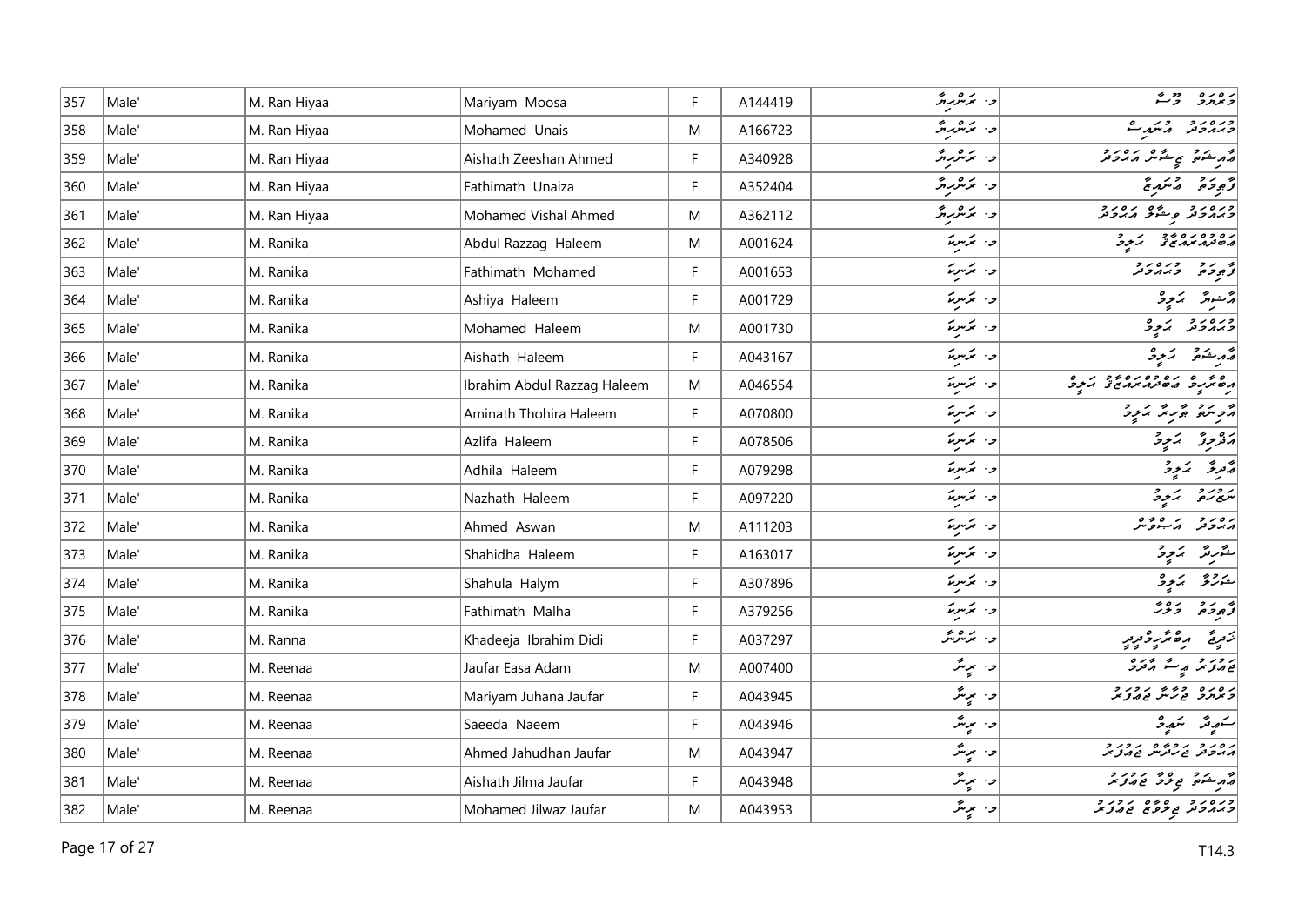| 357 | Male' | M. Ran Hiyaa | Mariyam Moosa | F | A144419 | މ. ރަންހިޔާ | މަރިޔަމް މޫސާ |
|---|---|---|---|---|---|---|---|
| 358 | Male' | M. Ran Hiyaa | Mohamed Unais | M | A166723 | މ. ރަންހިޔާ | މުހައްމަދު އުނައިސް |
| 359 | Male' | M. Ran Hiyaa | Aishath Zeeshan Ahmed | F | A340928 | މ. ރަންހިޔާ | އާއިޝަތު ޒީޝާން އަޙްމަދު |
| 360 | Male' | M. Ran Hiyaa | Fathimath Unaiza | F | A352404 | މ. ރަންހިޔާ | ފާތިމަތު އުނައިޒާ |
| 361 | Male' | M. Ran Hiyaa | Mohamed Vishal Ahmed | M | A362112 | މ. ރަންހިޔާ | މުހައްމަދު ވިޝާލް އަޙްމަދު |
| 362 | Male' | M. Ranika | Abdul Razzag Haleem | M | A001624 | މ. ރަނިކަ | އަބްދުއްރައްޒާގު ހަލީމު |
| 363 | Male' | M. Ranika | Fathimath Mohamed | F | A001653 | މ. ރަނިކަ | ފާތިމަތު މުހައްމަދު |
| 364 | Male' | M. Ranika | Ashiya Haleem | F | A001729 | މ. ރަނިކަ | އާޝިޔާ ހަލީމު |
| 365 | Male' | M. Ranika | Mohamed Haleem | M | A001730 | މ. ރަނިކަ | މުހައްމަދު ހަލީމު |
| 366 | Male' | M. Ranika | Aishath Haleem | F | A043167 | މ. ރަނިކަ | އާއިޝަތު ހަލީމު |
| 367 | Male' | M. Ranika | Ibrahim Abdul Razzag Haleem | M | A046554 | މ. ރަނިކަ | އިބްރާހީމް އަބްދުއްރައްޒާގު ހަލީމު |
| 368 | Male' | M. Ranika | Aminath Thohira Haleem | F | A070800 | މ. ރަނިކަ | އާމިނަތު ތާހިރާ ހަލީމު |
| 369 | Male' | M. Ranika | Azlifa Haleem | F | A078506 | މ. ރަނިކަ | އަޒްލީފާ ހަލީމު |
| 370 | Male' | M. Ranika | Adhila Haleem | F | A079298 | މ. ރަނިކަ | އާދިލާ ހަލީމު |
| 371 | Male' | M. Ranika | Nazhath Haleem | F | A097220 | މ. ރަނިކަ | ނަޒްހަތު ހަލީމު |
| 372 | Male' | M. Ranika | Ahmed Aswan | M | A111203 | މ. ރަނިކަ | އަޙްމަދު އަސްވާން |
| 373 | Male' | M. Ranika | Shahidha Haleem | F | A163017 | މ. ރަނިކަ | ޝާހިދާ ހަލީމު |
| 374 | Male' | M. Ranika | Shahula Halym | F | A307896 | މ. ރަނިކަ | ޝަހުލާ ހަލީމު |
| 375 | Male' | M. Ranika | Fathimath Malha | F | A379256 | މ. ރަނިކަ | ފާތިމަތު މަލްހާ |
| 376 | Male' | M. Ranna | Khadeeja Ibrahim Didi | F | A037297 | މ. ރަންނާ | ޚަދީޖާ އިބްރާހީމްދީދީ |
| 377 | Male' | M. Reenaa | Jaufar Easa Adam | M | A007400 | މ. ރީނާ | ޖައުފަރު އީސާ އާދަމް |
| 378 | Male' | M. Reenaa | Mariyam Juhana Jaufar | F | A043945 | މ. ރީނާ | މަރިޔަމް ޖުހާނާ ޖައުފަރު |
| 379 | Male' | M. Reenaa | Saeeda Naeem | F | A043946 | މ. ރީނާ | ސައީދާ ނަޢީމް |
| 380 | Male' | M. Reenaa | Ahmed Jahudhan Jaufar | M | A043947 | މ. ރީނާ | އަޙްމަދު ޖަހުދާން ޖައުފަރު |
| 381 | Male' | M. Reenaa | Aishath Jilma Jaufar | F | A043948 | މ. ރީނާ | އާއިޝަތު ޖިލްމާ ޖައުފަރު |
| 382 | Male' | M. Reenaa | Mohamed Jilwaz Jaufar | M | A043953 | މ. ރީނާ | މުހައްމަދު ޖިލްވާޒް ޖައުފަރު |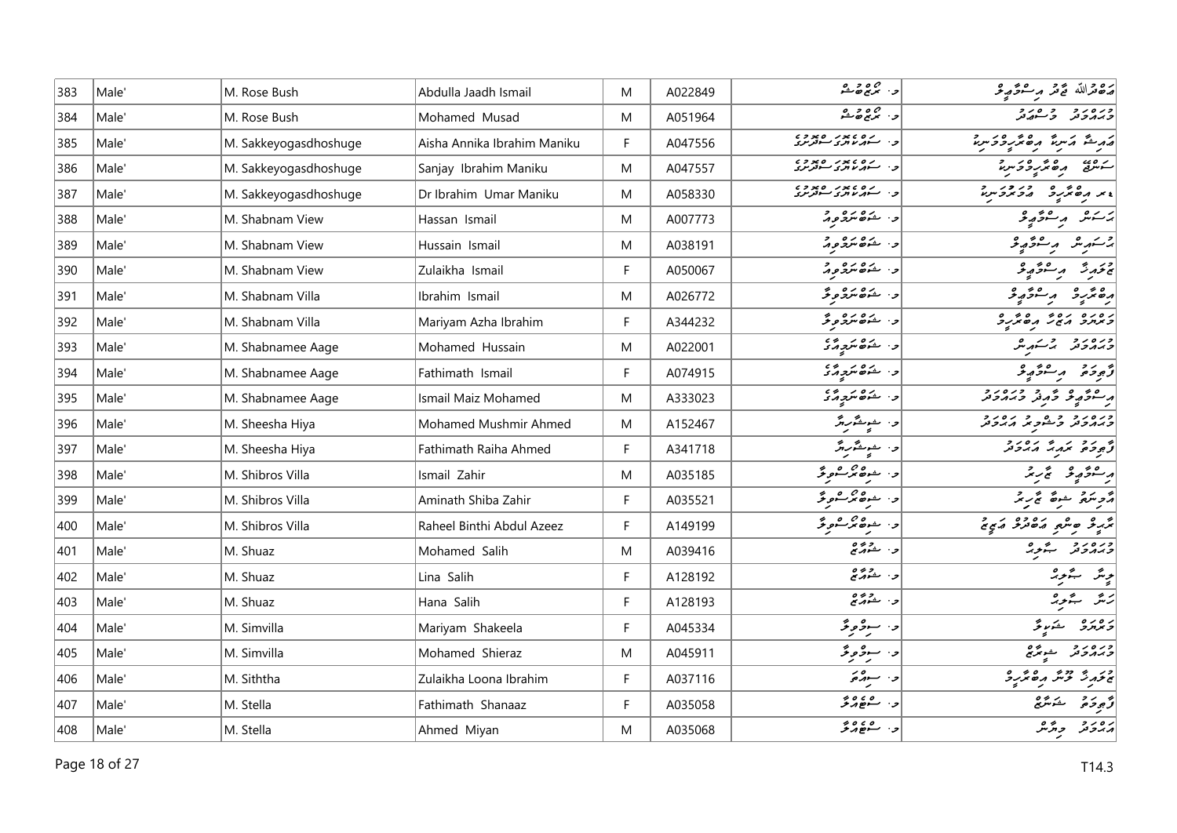| 383 | Male' | M. Rose Bush | Abdulla Jaadh Ismail | M | A022849 | މ. ރޯޒްބުޝް | އަބްދުﷲ ޖާދު އިސްމާޢީލް |
|---|---|---|---|---|---|---|---|
| 384 | Male' | M. Rose Bush | Mohamed Musad | M | A051964 | މ. ރޯޒްބުޝް | މުޙައްމަދު މުސްޢަދު |
| 385 | Male' | M. Sakkeyogasdhoshuge | Aisha Annika Ibrahim Maniku | F | A047556 | މ. ސައްކެޔޮގަސްދޮށުގެ | އައިޝާ އަނިކާ އިބްރާހީމްމަނިކު |
| 386 | Male' | M. Sakkeyogasdhoshuge | Sanjay Ibrahim Maniku | M | A047557 | މ. ސައްކެޔޮގަސްދޮށުގެ | ސަންޖޭ އިބްރާހީމްމަނިކު |
| 387 | Male' | M. Sakkeyogasdhoshuge | Dr Ibrahim Umar Maniku | M | A058330 | މ. ސައްކެޔޮގަސްދޮށުގެ | ޑރ އިބްރާހީމް ޢުމަރުމަނިކު |
| 388 | Male' | M. Shabnam View | Hassan Ismail | M | A007773 | މ. ޝަބްނަމްވިއު | ޙަސަން އިސްމާޢީލް |
| 389 | Male' | M. Shabnam View | Hussain Ismail | M | A038191 | މ. ޝަބްނަމްވިއު | ޙުސައިން އިސްމާޢީލް |
| 390 | Male' | M. Shabnam View | Zulaikha Ismail | F | A050067 | މ. ޝަބްނަމްވިއު | ޒުލައިޚާ އިސްމާޢީލް |
| 391 | Male' | M. Shabnam Villa | Ibrahim Ismail | M | A026772 | މ. ޝަބްނަމްވިލާ | އިބްރާހީމް އިސްމާޢީލް |
| 392 | Male' | M. Shabnam Villa | Mariyam Azha Ibrahim | F | A344232 | މ. ޝަބްނަމްވިލާ | މަރިޔަމް އަޒްހާ އިބްރާހީމް |
| 393 | Male' | M. Shabnamee Aage | Mohamed Hussain | M | A022001 | މ. ޝަބްނަމީއާގެ | މުޙައްމަދު ޙުސައިން |
| 394 | Male' | M. Shabnamee Aage | Fathimath Ismail | F | A074915 | މ. ޝަބްނަމީއާގެ | ފާތިމަތު އިސްމާޢީލް |
| 395 | Male' | M. Shabnamee Aage | Ismail Maiz Mohamed | M | A333023 | މ. ޝަބްނަމީއާގެ | އިސްމާޢީލް މާއިޒު މުޙައްމަދު |
| 396 | Male' | M. Sheesha Hiya | Mohamed Mushmir Ahmed | M | A152467 | މ. ޝީޝާހިޔާ | މުޙައްމަދު މުޝްމިރު އަޙްމަދު |
| 397 | Male' | M. Sheesha Hiya | Fathimath Raiha Ahmed | F | A341718 | މ. ޝީޝާހިޔާ | ފާތިމަތު ރައިހާ އަޙްމަދު |
| 398 | Male' | M. Shibros Villa | Ismail Zahir | M | A035185 | މ. ޝިބްރޯސްވިލާ | އިސްމާޢީލް ޒާހިރު |
| 399 | Male' | M. Shibros Villa | Aminath Shiba Zahir | F | A035521 | މ. ޝިބްރޯސްވިލާ | އާމިނަތު ޝިބާ ޒާހިރު |
| 400 | Male' | M. Shibros Villa | Raheel Binthi Abdul Azeez | F | A149199 | މ. ޝިބްރޯސްވިލާ | ރަޙީލް ބިންތި އަބްދުލްޢަޒީޒް |
| 401 | Male' | M. Shuaz | Mohamed Salih | M | A039416 | މ. ޝުއާޒް | މުޙައްމަދު ޞާލިޙް |
| 402 | Male' | M. Shuaz | Lina Salih | F | A128192 | މ. ޝުއާޒް | ލީނާ ޞާލިޙް |
| 403 | Male' | M. Shuaz | Hana Salih | F | A128193 | މ. ޝުއާޒް | ހަނާ ޞާލިޙް |
| 404 | Male' | M. Simvilla | Mariyam Shakeela | F | A045334 | މ. ސިމްވިލާ | މަރިޔަމް ޝަކީލާ |
| 405 | Male' | M. Simvilla | Mohamed Shieraz | M | A045911 | މ. ސިމްވިލާ | މުޙައްމަދު ޝިރާޒް |
| 406 | Male' | M. Siththa | Zulaikha Loona Ibrahim | F | A037116 | މ. ސިއްތަ | ޒުލައިޚާ ލޫނާ އިބްރާހީމް |
| 407 | Male' | M. Stella | Fathimath Shanaaz | F | A035058 | މ. ސްޓެލާ | ފާތިމަތު ޝަނާޒް |
| 408 | Male' | M. Stella | Ahmed Miyan | M | A035068 | މ. ސްޓެލާ | އަޙްމަދު މިޔާން |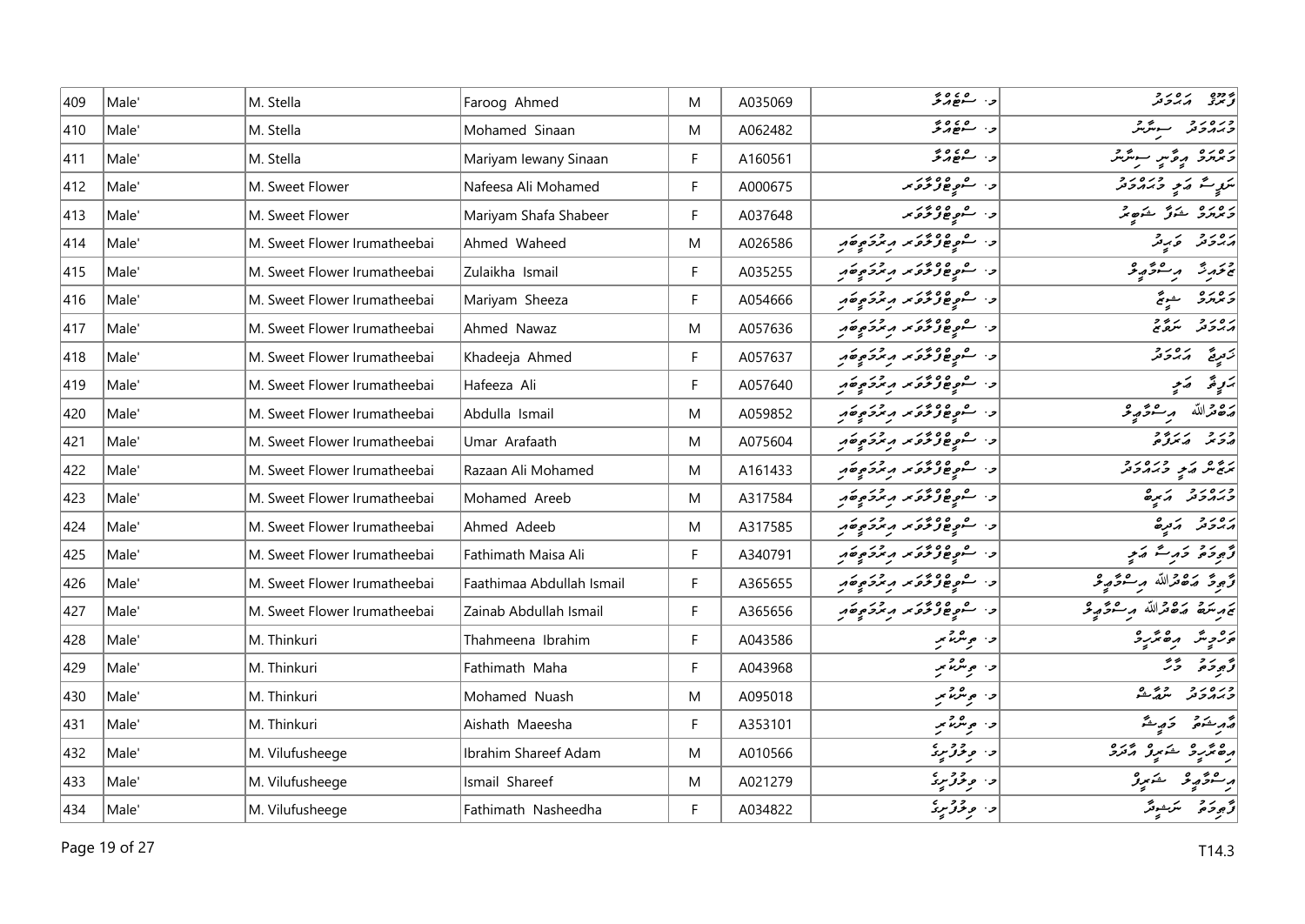| 409 | Male' | M. Stella | Faroog Ahmed | M | A035069 | މ. ސްޓެއްލާ | ފާރޫގު އަޙްމަދު |
|---|---|---|---|---|---|---|---|
| 410 | Male' | M. Stella | Mohamed Sinaan | M | A062482 | މ. ސްޓެއްލާ | މުޙައްމަދު ސިނާން |
| 411 | Male' | M. Stella | Mariyam Iewany Sinaan | F | A160561 | މ. ސްޓެއްލާ | މަރިޔަމް އިވާނީ ސިނާން |
| 412 | Male' | M. Sweet Flower | Nafeesa Ali Mohamed | F | A000675 | މ. ސްވީޓްފްލަވަރ | ނަފީސާ އަލި މުޙައްމަދު |
| 413 | Male' | M. Sweet Flower | Mariyam Shafa Shabeer | F | A037648 | މ. ސްވީޓްފްލަވަރ | މަރިޔަމް ޝަފާ ޝަބީރު |
| 414 | Male' | M. Sweet Flower Irumatheebai | Ahmed Waheed | M | A026586 | މ. ސްވީޓްފްލަވަރ އިރުމަތީބައި | އަޙްމަދު ވަޙީދު |
| 415 | Male' | M. Sweet Flower Irumatheebai | Zulaikha Ismail | F | A035255 | މ. ސްވީޓްފްލަވަރ އިރުމަތީބައި | ޒުލައިޚާ އިސްމާޢީލް |
| 416 | Male' | M. Sweet Flower Irumatheebai | Mariyam Sheeza | F | A054666 | މ. ސްވީޓްފްލަވަރ އިރުމަތީބައި | މަރިޔަމް ޝީޒާ |
| 417 | Male' | M. Sweet Flower Irumatheebai | Ahmed Nawaz | M | A057636 | މ. ސްވީޓްފްލަވަރ އިރުމަތީބައި | އަޙްމަދު ނަވާޒު |
| 418 | Male' | M. Sweet Flower Irumatheebai | Khadeeja Ahmed | F | A057637 | މ. ސްވީޓްފްލަވަރ އިރުމަތީބައި | ޚަދީޖާ އަޙްމަދު |
| 419 | Male' | M. Sweet Flower Irumatheebai | Hafeeza Ali | F | A057640 | މ. ސްވީޓްފްލަވަރ އިރުމަތީބައި | ޙަފީޒާ އަލި |
| 420 | Male' | M. Sweet Flower Irumatheebai | Abdulla Ismail | M | A059852 | މ. ސްވީޓްފްލަވަރ އިރުމަތީބައި | އަބްދުﷲ އިސްމާޢީލް |
| 421 | Male' | M. Sweet Flower Irumatheebai | Umar Arafaath | M | A075604 | މ. ސްވީޓްފްލަވަރ އިރުމަތީބައި | ޢުމަރު ޢަރަފާތު |
| 422 | Male' | M. Sweet Flower Irumatheebai | Razaan Ali Mohamed | M | A161433 | މ. ސްވީޓްފްލަވަރ އިރުމަތީބައި | ރަޒާން އަލި މުޙައްމަދު |
| 423 | Male' | M. Sweet Flower Irumatheebai | Mohamed Areeb | M | A317584 | މ. ސްވީޓްފްލަވަރ އިރުމަތީބައި | މުޙައްމަދު އަރީބް |
| 424 | Male' | M. Sweet Flower Irumatheebai | Ahmed Adeeb | M | A317585 | މ. ސްވީޓްފްލަވަރ އިރުމަތީބައި | އަޙްމަދު އަދީބް |
| 425 | Male' | M. Sweet Flower Irumatheebai | Fathimath Maisa Ali | F | A340791 | މ. ސްވީޓްފްލަވަރ އިރުމަތީބައި | ފާތިމަތު މައިސާ އަލި |
| 426 | Male' | M. Sweet Flower Irumatheebai | Faathimaa Abdullah Ismail | F | A365655 | މ. ސްވީޓްފްލަވަރ އިރުމަތީބައި | ފާތިމާ އަބްދުﷲ އިސްމާޢީލް |
| 427 | Male' | M. Sweet Flower Irumatheebai | Zainab Abdullah Ismail | F | A365656 | މ. ސްވީޓްފްލަވަރ އިރުމަތީބައި | ޒައިނަބު އަބްދުﷲ އިސްމާޢީލް |
| 428 | Male' | M. Thinkuri | Thahmeena Ibrahim | F | A043586 | މ. ތިންކުރި | ތަހުމީނާ އިބްރާހީމް |
| 429 | Male' | M. Thinkuri | Fathimath Maha | F | A043968 | މ. ތިންކުރި | ފާތިމަތު މަހާ |
| 430 | Male' | M. Thinkuri | Mohamed Nuash | M | A095018 | މ. ތިންކުރި | މުޙައްމަދު ނުޢާޝް |
| 431 | Male' | M. Thinkuri | Aishath Maeesha | F | A353101 | މ. ތިންކުރި | އާއިޝަތު މައީޝާ |
| 432 | Male' | M. Vilufusheege | Ibrahim Shareef Adam | M | A010566 | މ. ވިލުފުށީގެ | އިބްރާހީމް ޝަރީފް އާދަމް |
| 433 | Male' | M. Vilufusheege | Ismail Shareef | M | A021279 | މ. ވިލުފުށީގެ | އިސްމާޢީލް ޝަރީފް |
| 434 | Male' | M. Vilufusheege | Fathimath Nasheedha | F | A034822 | މ. ވިލުފުށީގެ | ފާތިމަތު ނަޝީދާ |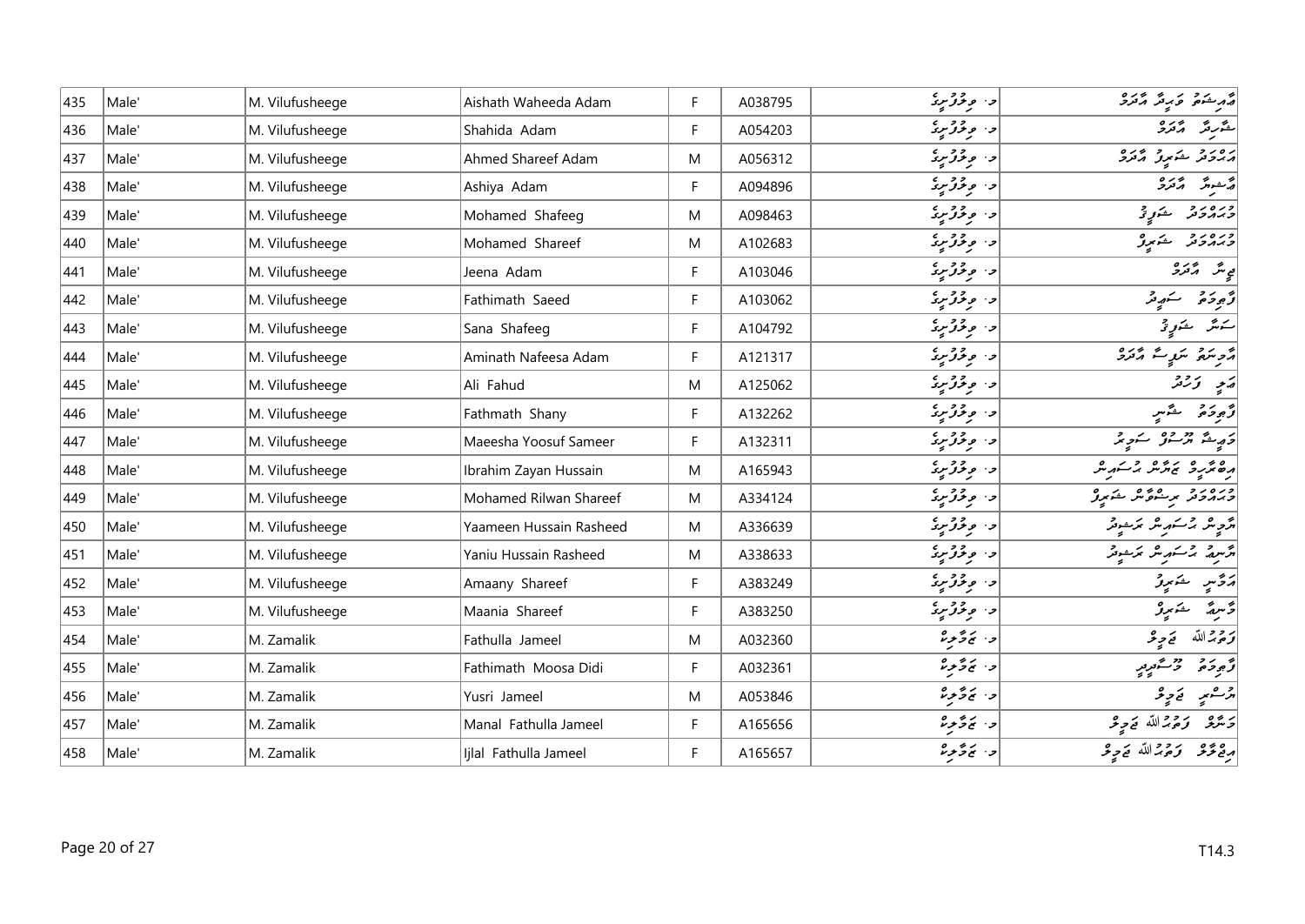| 435 | Male' | M. Vilufusheege | Aishath Waheeda Adam | F | A038795 | މ. ވިލުފުށީގެ | އާއިޝަތު ވަޙީދާ އާދަމް |
|---|---|---|---|---|---|---|---|
| 436 | Male' | M. Vilufusheege | Shahida Adam | F | A054203 | މ. ވިލުފުށީގެ | ޝާހިދާ އާދަމް |
| 437 | Male' | M. Vilufusheege | Ahmed Shareef Adam | M | A056312 | މ. ވިލުފުށީގެ | އަޙްމަދު ޝަރީފު އާދަމް |
| 438 | Male' | M. Vilufusheege | Ashiya Adam | F | A094896 | މ. ވިލުފުށީގެ | އާޝިޔާ އާދަމް |
| 439 | Male' | M. Vilufusheege | Mohamed Shafeeg | M | A098463 | މ. ވިލުފުށީގެ | މުހައްމަދު ޝަފީގު |
| 440 | Male' | M. Vilufusheege | Mohamed Shareef | M | A102683 | މ. ވިލުފުށީގެ | މުހައްމަދު ޝަރީފު |
| 441 | Male' | M. Vilufusheege | Jeena Adam | F | A103046 | މ. ވިލުފުށީގެ | ޖީނާ އާދަމް |
| 442 | Male' | M. Vilufusheege | Fathimath Saeed | F | A103062 | މ. ވިލުފުށީގެ | ފާތިމަތު ސަޢީދު |
| 443 | Male' | M. Vilufusheege | Sana Shafeeg | F | A104792 | މ. ވިލުފުށީގެ | ސަނާ ޝަފީގު |
| 444 | Male' | M. Vilufusheege | Aminath Nafeesa Adam | F | A121317 | މ. ވިލުފުށީގެ | އާމިނަތު ނަފީސާ އާދަމް |
| 445 | Male' | M. Vilufusheege | Ali Fahud | M | A125062 | މ. ވިލުފުށީގެ | އަލީ ފަހުދު |
| 446 | Male' | M. Vilufusheege | Fathmath Shany | F | A132262 | މ. ވިލުފުށީގެ | ފާތިމަތު ޝާނީ |
| 447 | Male' | M. Vilufusheege | Maeesha Yoosuf Sameer | F | A132311 | މ. ވިލުފުށީގެ | މައީޝާ ޔޫސުފު ސަމީރު |
| 448 | Male' | M. Vilufusheege | Ibrahim Zayan Hussain | M | A165943 | މ. ވިލުފުށީގެ | އިބްރާހީމް ޒަޔާން ހުސައިން |
| 449 | Male' | M. Vilufusheege | Mohamed Rilwan Shareef | M | A334124 | މ. ވިލުފުށީގެ | މުހައްމަދު ރިލްވާން ޝަރީފު |
| 450 | Male' | M. Vilufusheege | Yaameen Hussain Rasheed | M | A336639 | މ. ވިލުފުށީގެ |ޔާމީން ހުސައިން ރަޝީދު |
| 451 | Male' | M. Vilufusheege | Yaniu Hussain Rasheed | M | A338633 | މ. ވިލުފުށީގެ | ޔާނިއު ހުސައިން ރަޝީދު |
| 452 | Male' | M. Vilufusheege | Amaany Shareef | F | A383249 | މ. ވިލުފުށީގެ | އަމާނީ ޝަރީފު |
| 453 | Male' | M. Vilufusheege | Maania Shareef | F | A383250 | މ. ވިލުފުށީގެ | މާނިއާ ޝަރީފު |
| 454 | Male' | M. Zamalik | Fathulla Jameel | M | A032360 | މ. ޒަމާލިކު | ފަތުހުﷲ ޖަމީލު |
| 455 | Male' | M. Zamalik | Fathimath Moosa Didi | F | A032361 | މ. ޒަމާލިކު | ފާތިމަތު މޫސާދީދީ |
| 456 | Male' | M. Zamalik | Yusri Jameel | M | A053846 | މ. ޒަމާލިކު | ޔުސްރީ ޖަމީލު |
| 457 | Male' | M. Zamalik | Manal Fathulla Jameel | F | A165656 | މ. ޒަމާލިކު | މަނާލް ފަތުހުﷲ ޖަމީލު |
| 458 | Male' | M. Zamalik | Ijlal Fathulla Jameel | F | A165657 | މ. ޒަމާލިކު | އިޖުލާލް ފަތުހުﷲ ޖަމީލު |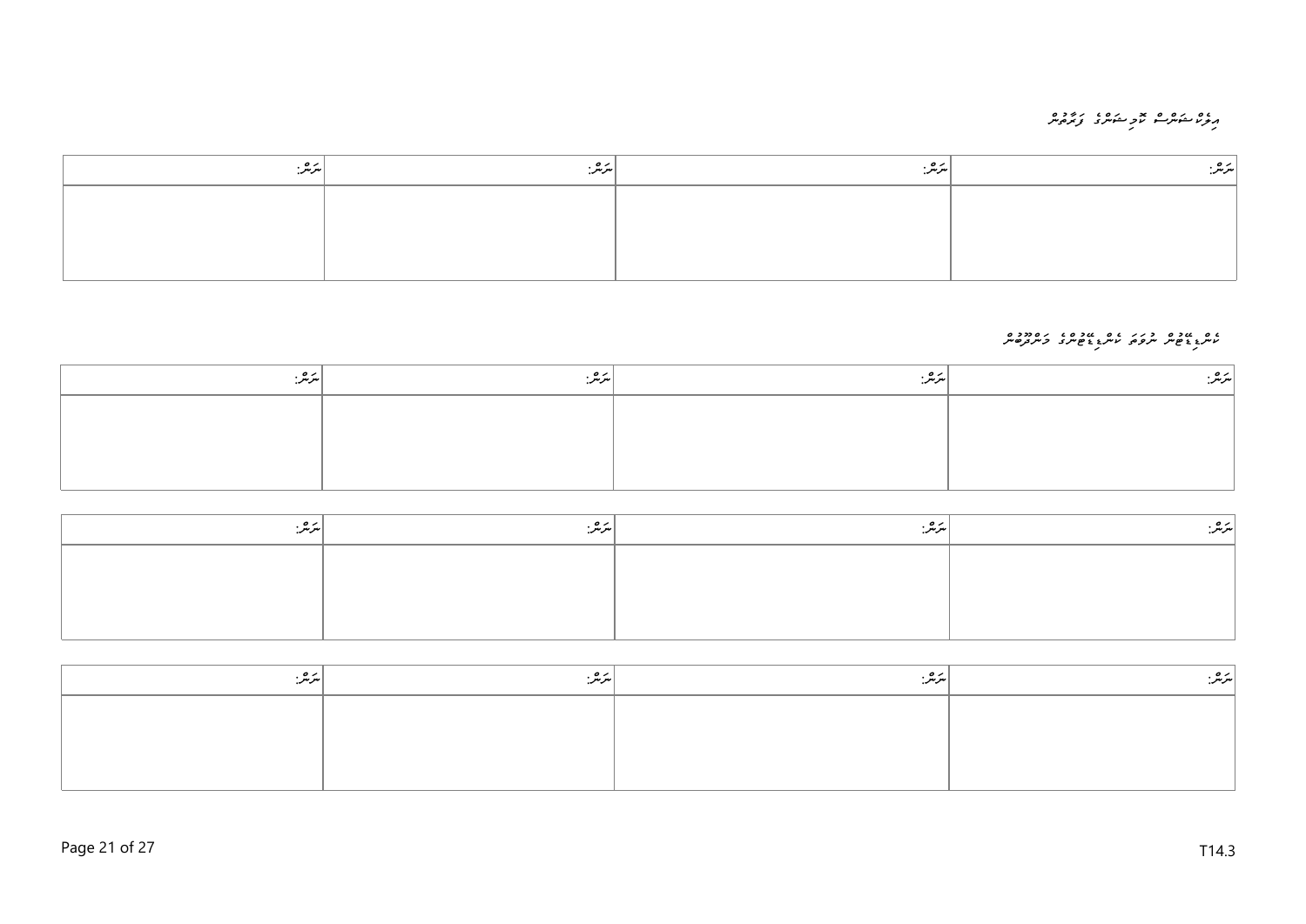# ދިވެހިރާއްޖޭގެ ރަށްތަކުގެ ބިންތަކާބެހޭ ޤާނޫނު

| ނަންބަރު: | ނަންބަރު: | ނަންބަރު: | ނަންބަރު: |
|---|---|---|---|
| | | | |

## ކުއްޔަށްދީފައިވާ ބިންތަކާއި ކުއްޔަށްދީފައިވާ ބިންތައް

| ނަންބަރު: | ނަންބަރު: | ނަންބަރު: | ނަންބަރު: |
|---|---|---|---|
| | | | |

| ނަންބަރު: | ނަންބަރު: | ނަންބަރު: | ނަންބަރު: |
|---|---|---|---|
| | | | |

| ނަންބަރު: | ނަންބަރު: | ނަންބަރު: | ނަންބަރު: |
|---|---|---|---|
| | | | |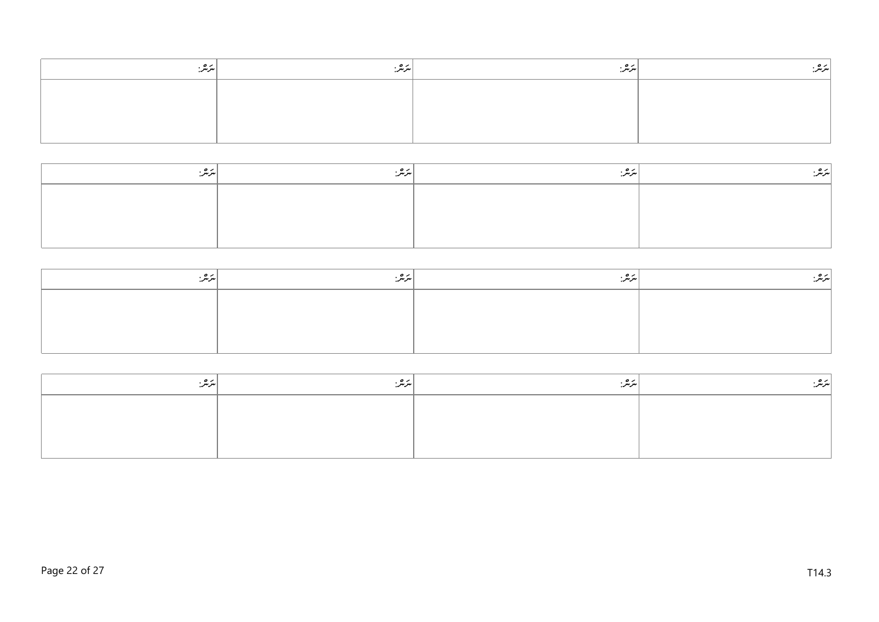| ނަރަދ: | ނަރަދ: | ނަރަދ: | ނަރަދ: |
|---|---|---|---|
| | | | |

| ނަރަދ: | ނަރަދ: | ނަރަދ: | ނަރަދ: |
|---|---|---|---|
| | | | |

| ނަރަދ: | ނަރަދ: | ނަރަދ: | ނަރަދ: |
|---|---|---|---|
| | | | |

| ނަރަދ: | ނަރަދ: | ނަރަދ: | ނަރަދ: |
|---|---|---|---|
| | | | |

T14.3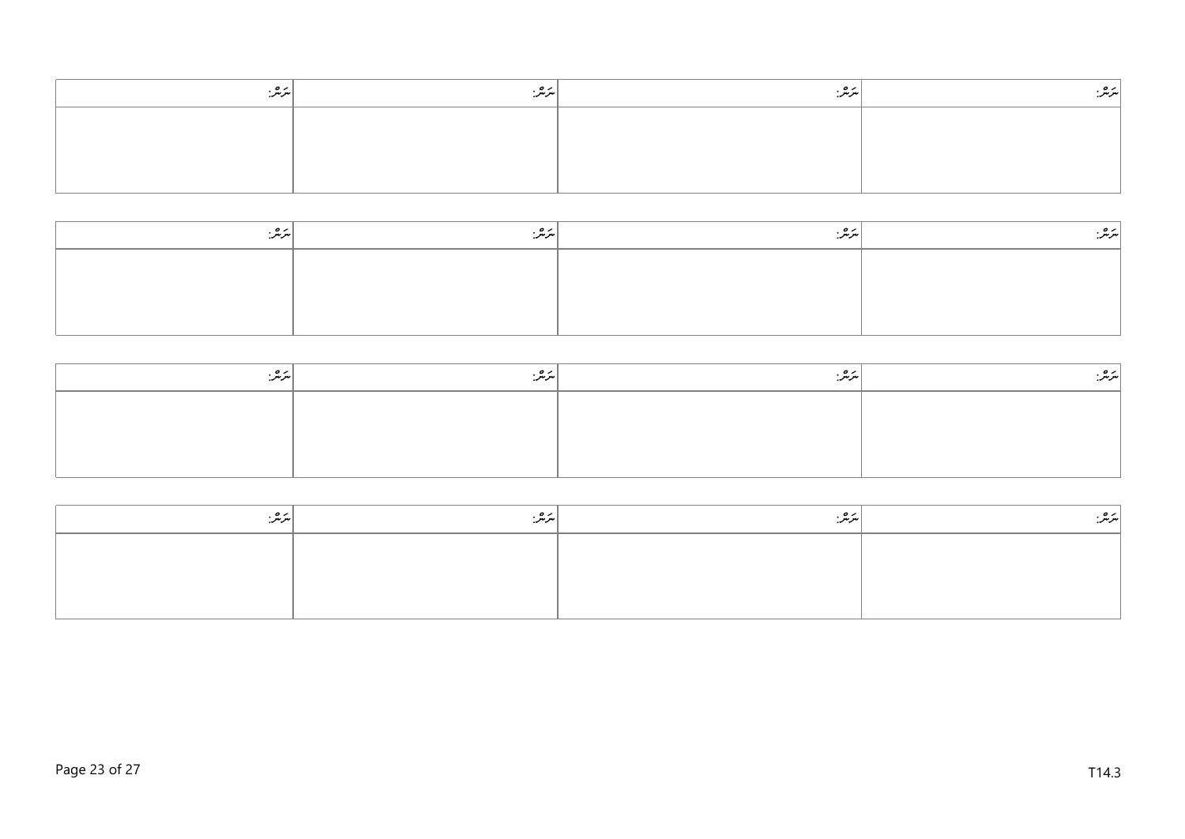| ނަރީ: | ނަރީ: | ނަރީ: | ނަރީ: |
| --- | --- | --- | --- |
| | | | |

| ނަރީ: | ނަރީ: | ނަރީ: | ނަރީ: |
| --- | --- | --- | --- |
| | | | |

| ނަރީ: | ނަރީ: | ނަރީ: | ނަރީ: |
| --- | --- | --- | --- |
| | | | |

| ނަރީ: | ނަރީ: | ނަރީ: | ނަރީ: |
| --- | --- | --- | --- |
| | | | |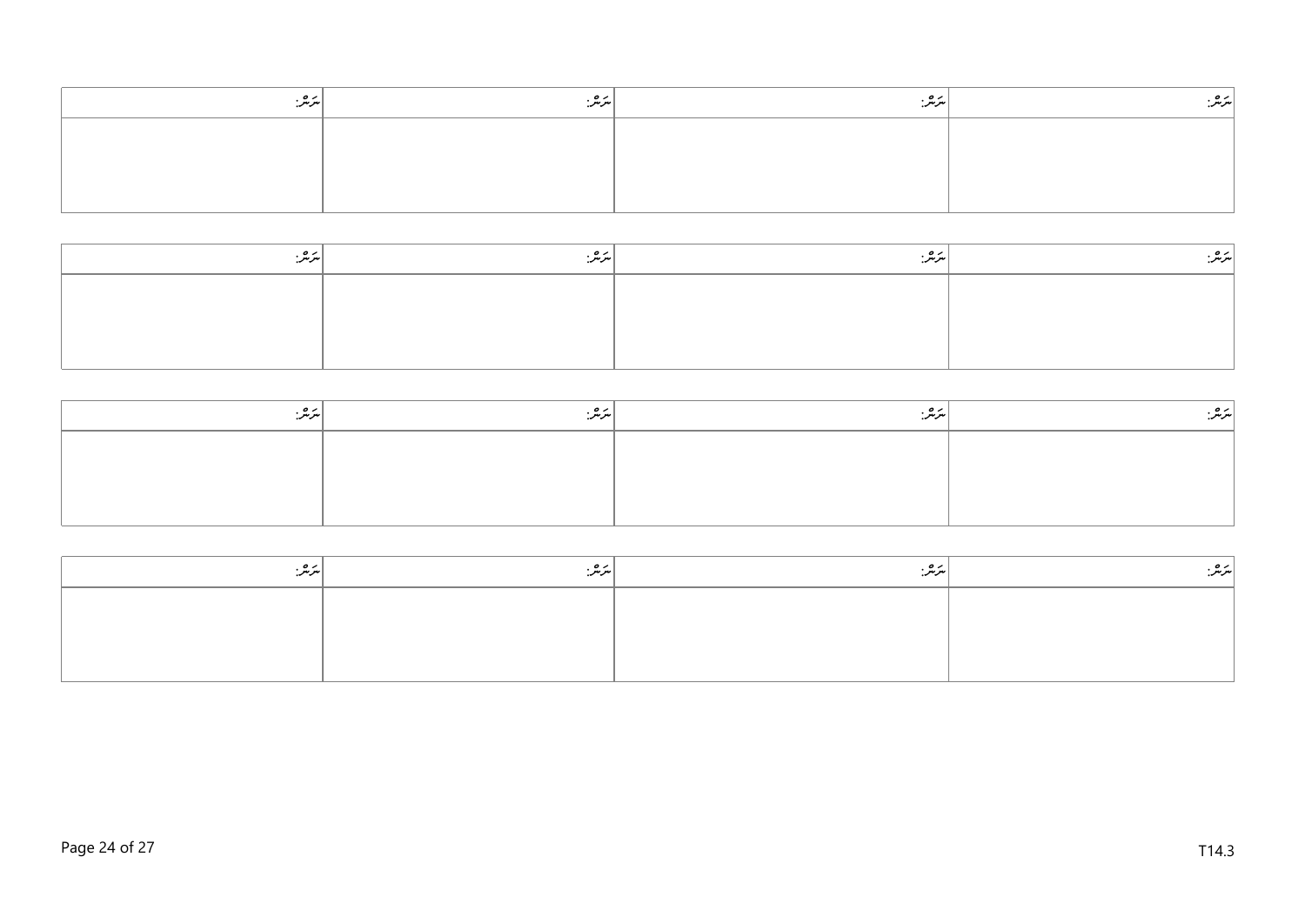| ނަންބަރު: | ނަންބަރު: | ނަންބަރު: | ނަންބަރު: |
| --- | --- | --- | --- |
| | | | |

| ނަންބަރު: | ނަންބަރު: | ނަންބަރު: | ނަންބަރު: |
| --- | --- | --- | --- |
| | | | |

| ނަންބަރު: | ނަންބަރު: | ނަންބަރު: | ނަންބަރު: |
| --- | --- | --- | --- |
| | | | |

| ނަންބަރު: | ނަންބަރު: | ނަންބަރު: | ނަންބަރު: |
| --- | --- | --- | --- |
| | | | |

T14.3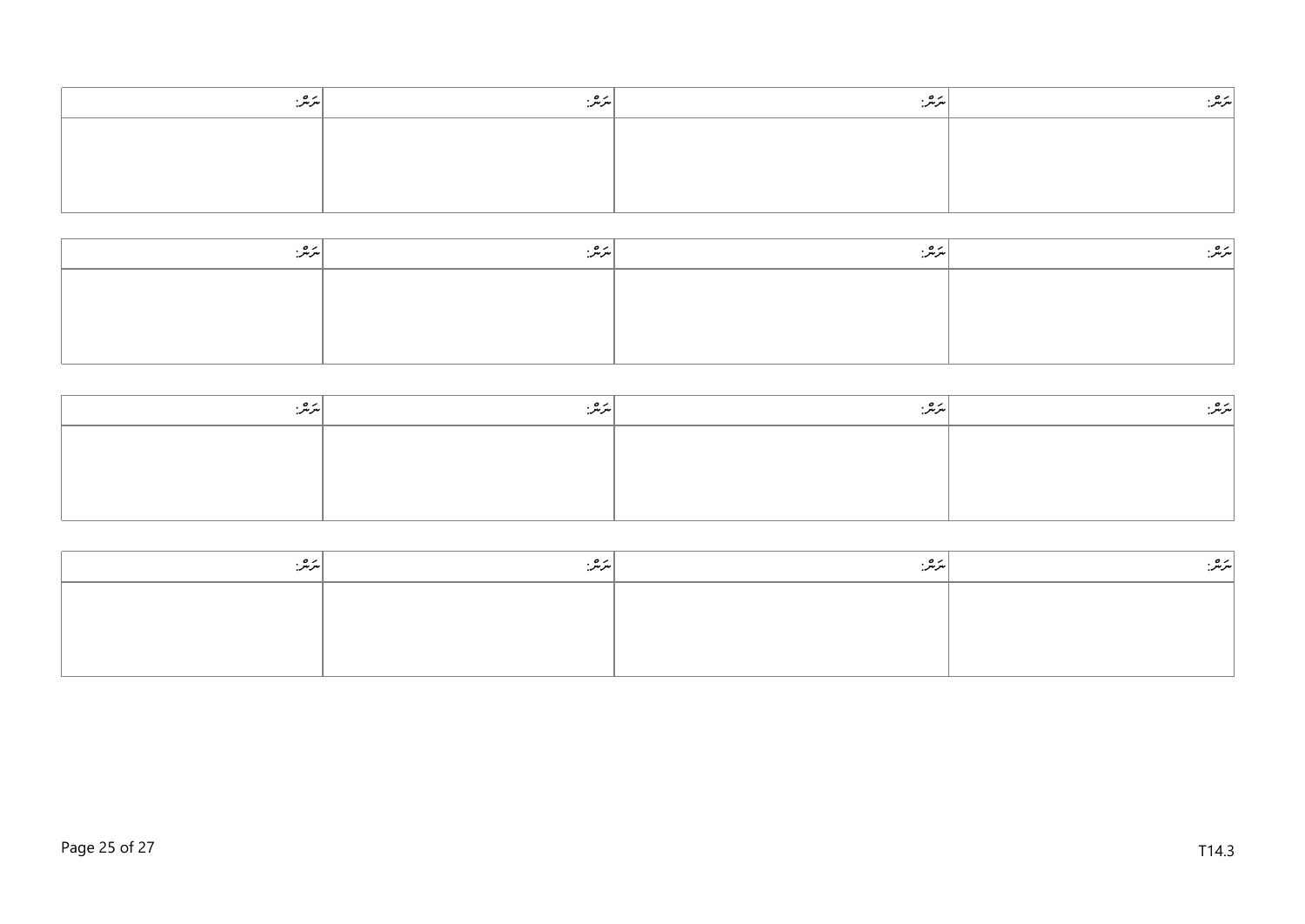| ނަންބަރު: | ނަންބަރު: | ނަންބަރު: | ނަންބަރު: |
| --- | --- | --- | --- |
| | | | |

| ނަންބަރު: | ނަންބަރު: | ނަންބަރު: | ނަންބަރު: |
| --- | --- | --- | --- |
| | | | |

| ނަންބަރު: | ނަންބަރު: | ނަންބަރު: | ނަންބަރު: |
| --- | --- | --- | --- |
| | | | |

| ނަންބަރު: | ނަންބަރު: | ނަންބަރު: | ނަންބަރު: |
| --- | --- | --- | --- |
| | | | |

T14.3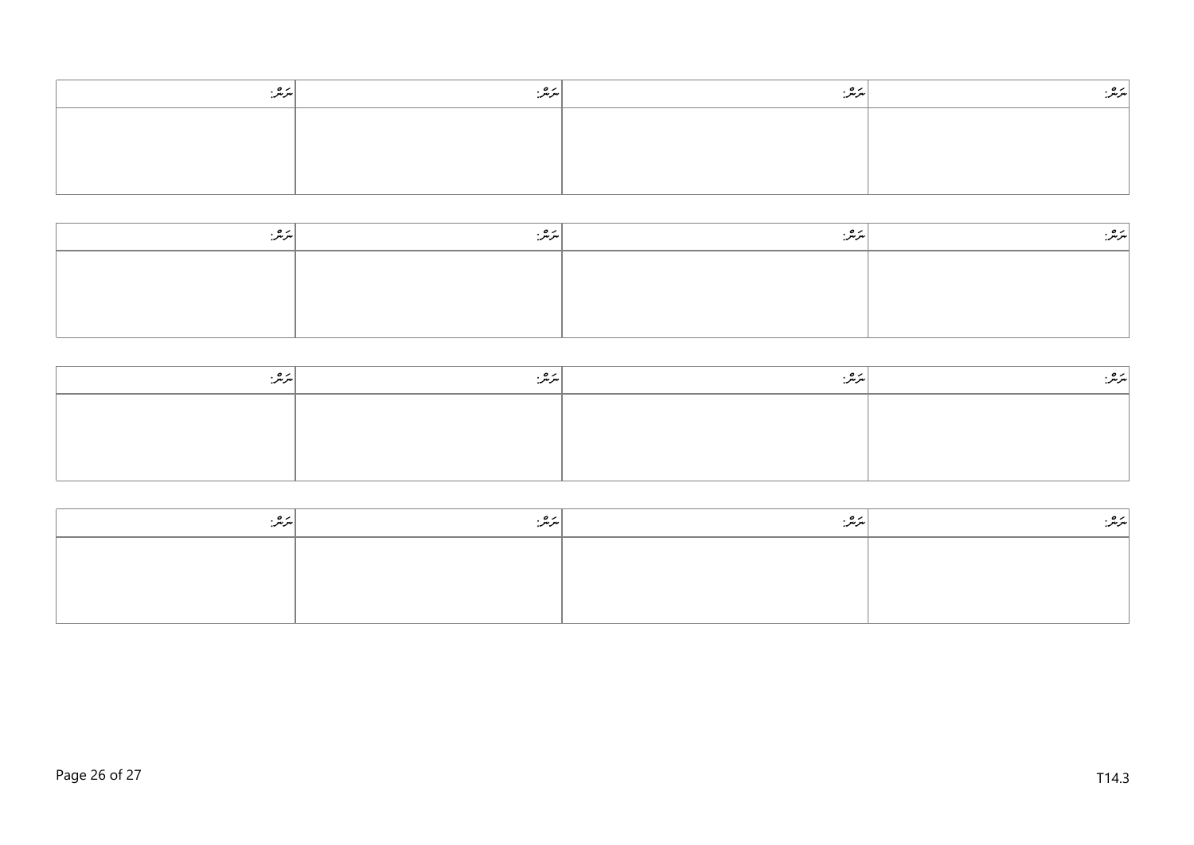| ނަރުދ: | ނަރުދ: | ނަރުދ: | ނަރުދ: |
| --- | --- | --- | --- |
| | | | |

| ނަރުދ: | ނަރުދ: | ނަރުދ: | ނަރުދ: |
| --- | --- | --- | --- |
| | | | |

| ނަރުދ: | ނަރުދ: | ނަރުދ: | ނަރުދ: |
| --- | --- | --- | --- |
| | | | |

| ނަރުދ: | ނަރުދ: | ނަރުދ: | ނަރުދ: |
| --- | --- | --- | --- |
| | | | |

T14.3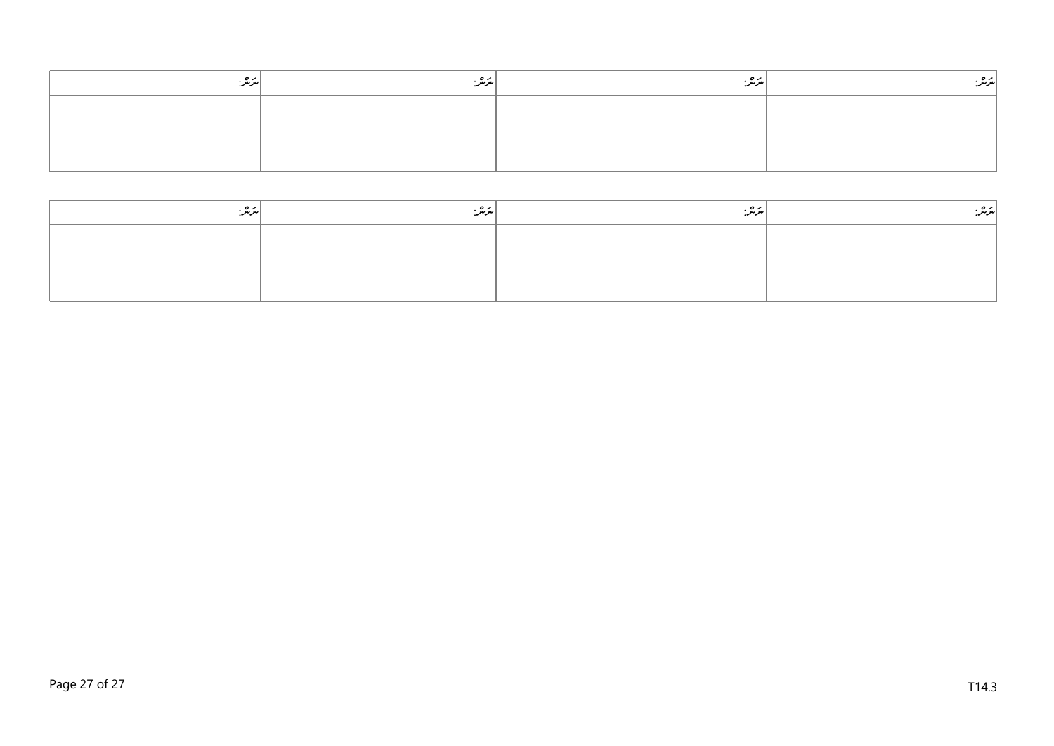| ނަރުދ: | ނަރުދ: | ނަރުދ: | ނަރުދ: |
| --- | --- | --- | --- |
| | | | |

| ނަރުދ: | ނަރުދ: | ނަރުދ: | ނަރުދ: |
| --- | --- | --- | --- |
| | | | |